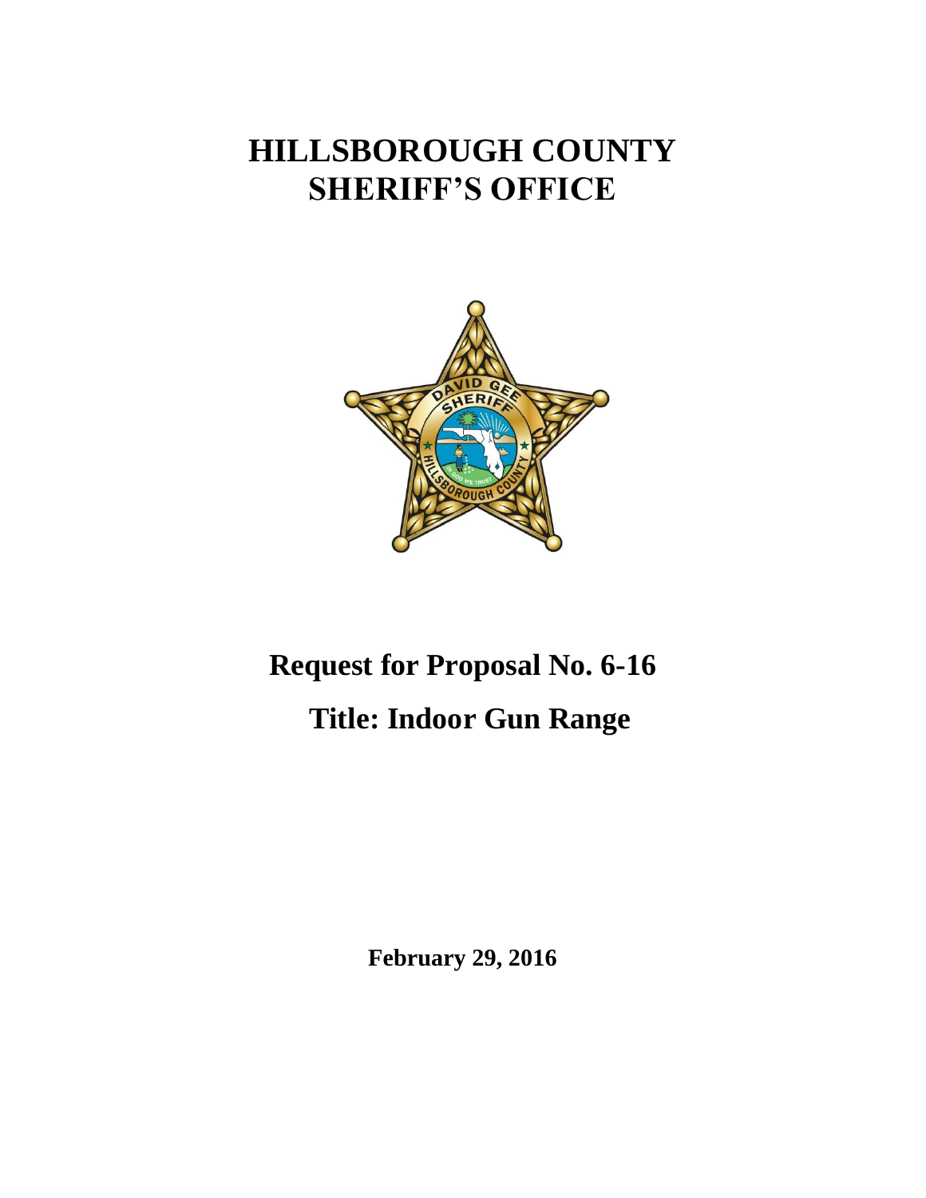# HILLSBOROUGH COUNTY SHERIFF'S OFFICE

## Request for Proposal No. 6-16

## Title: Indoor Gun Range

**February 29, 2016**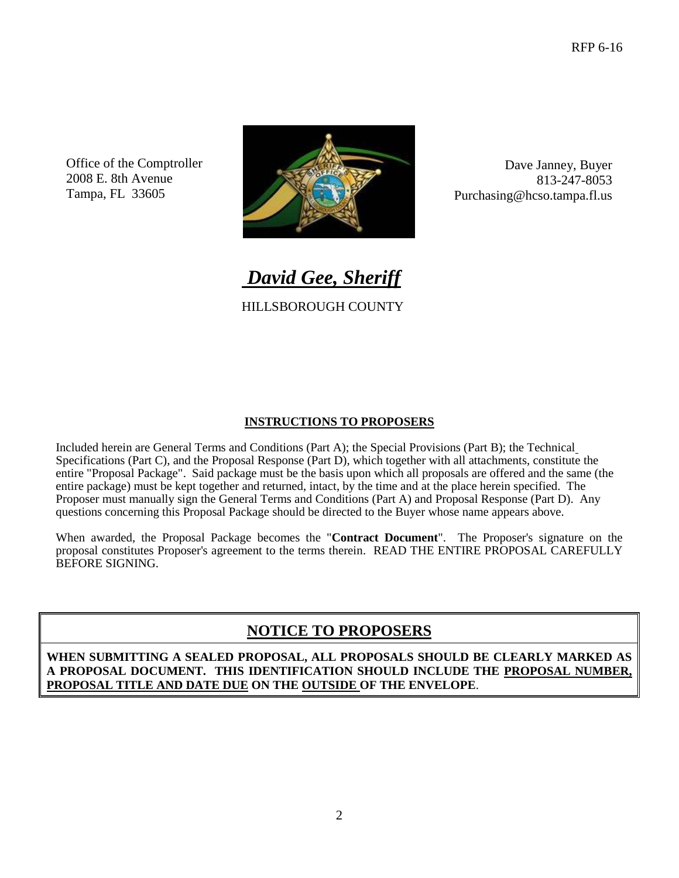Office of the Comptroller
2008 E. 8th Avenue
Tampa, FL 33605

Dave Janney, Buyer
813-247-8053
Purchasing@hcso.tampa.fl.us

***David Gee, Sheriff***

HILLSBOROUGH COUNTY

**INSTRUCTIONS TO PROPOSERS**

Included herein are General Terms and Conditions (Part A); the Special Provisions (Part B); the Technical Specifications (Part C), and the Proposal Response (Part D), which together with all attachments, constitute the entire "Proposal Package". Said package must be the basis upon which all proposals are offered and the same (the entire package) must be kept together and returned, intact, by the time and at the place herein specified. The Proposer must manually sign the General Terms and Conditions (Part A) and Proposal Response (Part D). Any questions concerning this Proposal Package should be directed to the Buyer whose name appears above.

When awarded, the Proposal Package becomes the "**Contract Document**". The Proposer's signature on the proposal constitutes Proposer's agreement to the terms therein. READ THE ENTIRE PROPOSAL CAREFULLY BEFORE SIGNING.

## NOTICE TO PROPOSERS

**WHEN SUBMITTING A SEALED PROPOSAL, ALL PROPOSALS SHOULD BE CLEARLY MARKED AS A PROPOSAL DOCUMENT. THIS IDENTIFICATION SHOULD INCLUDE THE PROPOSAL NUMBER, PROPOSAL TITLE AND DATE DUE ON THE OUTSIDE OF THE ENVELOPE**.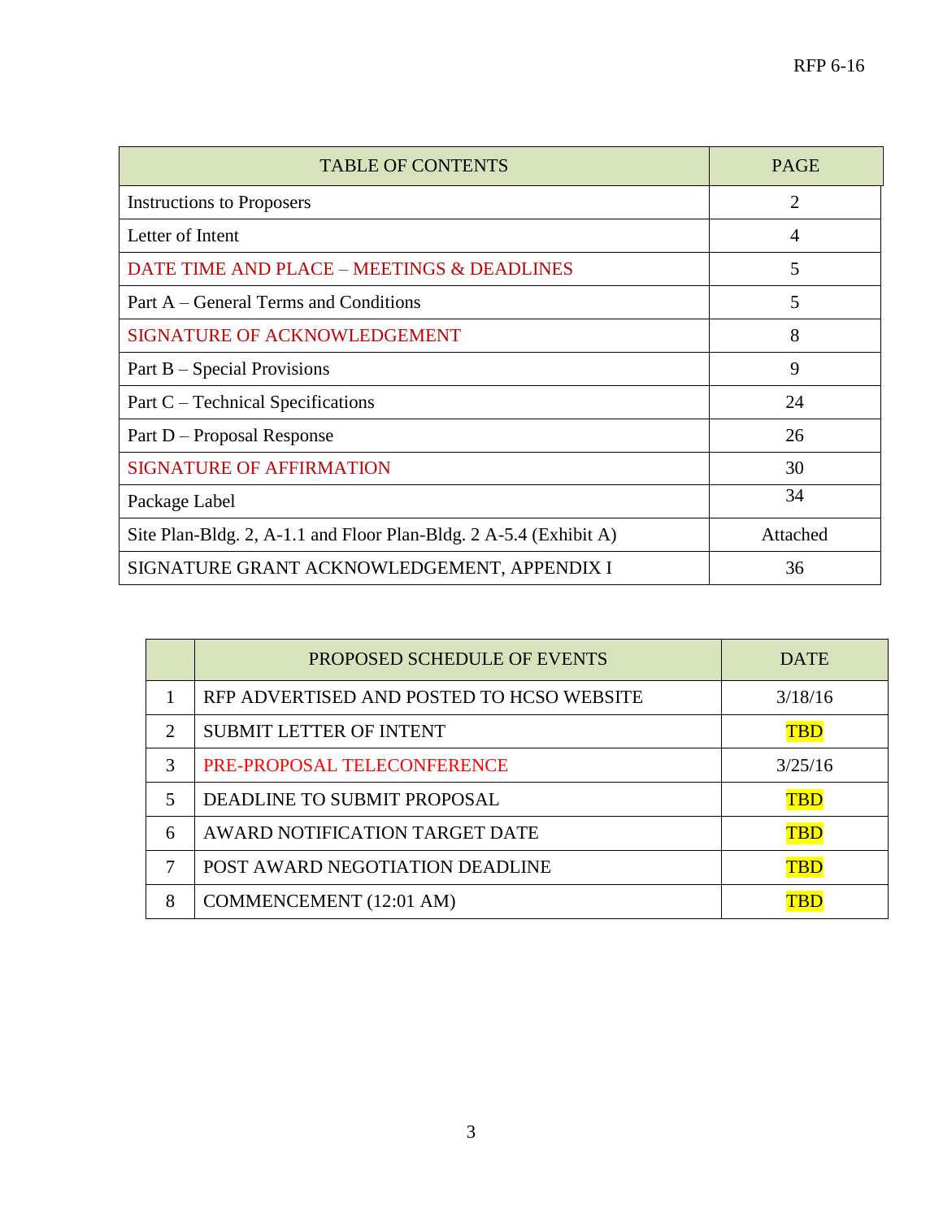| TABLE OF CONTENTS | PAGE |
|---|---|
| Instructions to Proposers | 2 |
| Letter of Intent | 4 |
| DATE TIME AND PLACE – MEETINGS & DEADLINES | 5 |
| Part A – General Terms and Conditions | 5 |
| SIGNATURE OF ACKNOWLEDGEMENT | 8 |
| Part B – Special Provisions | 9 |
| Part C – Technical Specifications | 24 |
| Part D – Proposal Response | 26 |
| SIGNATURE OF AFFIRMATION | 30 |
| Package Label | 34 |
| Site Plan-Bldg. 2, A-1.1 and Floor Plan-Bldg. 2 A-5.4 (Exhibit A) | Attached |
| SIGNATURE GRANT ACKNOWLEDGEMENT, APPENDIX I | 36 |

| | PROPOSED SCHEDULE OF EVENTS | DATE |
|---|---|---|
| 1 | RFP ADVERTISED AND POSTED TO HCSO WEBSITE | 3/18/16 |
| 2 | SUBMIT LETTER OF INTENT | TBD |
| 3 | PRE-PROPOSAL TELECONFERENCE | 3/25/16 |
| 5 | DEADLINE TO SUBMIT PROPOSAL | TBD |
| 6 | AWARD NOTIFICATION TARGET DATE | TBD |
| 7 | POST AWARD NEGOTIATION DEADLINE | TBD |
| 8 | COMMENCEMENT (12:01 AM) | TBD |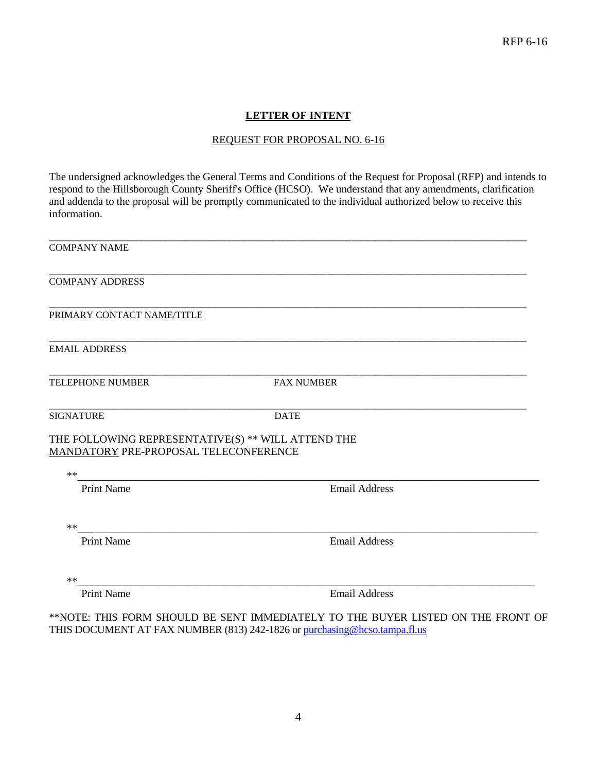## LETTER OF INTENT

REQUEST FOR PROPOSAL NO. 6-16

The undersigned acknowledges the General Terms and Conditions of the Request for Proposal (RFP) and intends to respond to the Hillsborough County Sheriff's Office (HCSO). We understand that any amendments, clarification and addenda to the proposal will be promptly communicated to the individual authorized below to receive this information.

\_\_\_\_\_\_\_\_\_\_\_\_\_\_\_\_\_\_\_\_\_\_\_\_\_\_\_\_\_\_\_\_\_\_\_\_\_\_\_\_\_\_\_\_\_\_\_\_\_\_\_\_\_\_\_\_\_\_\_\_\_\_\_\_\_\_\_\_\_\_\_\_

COMPANY NAME

\_\_\_\_\_\_\_\_\_\_\_\_\_\_\_\_\_\_\_\_\_\_\_\_\_\_\_\_\_\_\_\_\_\_\_\_\_\_\_\_\_\_\_\_\_\_\_\_\_\_\_\_\_\_\_\_\_\_\_\_\_\_\_\_\_\_\_\_\_\_\_\_

COMPANY ADDRESS

\_\_\_\_\_\_\_\_\_\_\_\_\_\_\_\_\_\_\_\_\_\_\_\_\_\_\_\_\_\_\_\_\_\_\_\_\_\_\_\_\_\_\_\_\_\_\_\_\_\_\_\_\_\_\_\_\_\_\_\_\_\_\_\_\_\_\_\_\_\_\_\_

PRIMARY CONTACT NAME/TITLE

\_\_\_\_\_\_\_\_\_\_\_\_\_\_\_\_\_\_\_\_\_\_\_\_\_\_\_\_\_\_\_\_\_\_\_\_\_\_\_\_\_\_\_\_\_\_\_\_\_\_\_\_\_\_\_\_\_\_\_\_\_\_\_\_\_\_\_\_\_\_\_\_

EMAIL ADDRESS

\_\_\_\_\_\_\_\_\_\_\_\_\_\_\_\_\_\_\_\_\_\_\_\_\_\_\_\_\_\_\_\_\_\_\_\_\_\_\_\_\_\_\_\_\_\_\_\_\_\_\_\_\_\_\_\_\_\_\_\_\_\_\_\_\_\_\_\_\_\_\_\_

TELEPHONE NUMBER FAX NUMBER

\_\_\_\_\_\_\_\_\_\_\_\_\_\_\_\_\_\_\_\_\_\_\_\_\_\_\_\_\_\_\_\_\_\_\_\_\_\_\_\_\_\_\_\_\_\_\_\_\_\_\_\_\_\_\_\_\_\_\_\_\_\_\_\_\_\_\_\_\_\_\_\_

SIGNATURE DATE

THE FOLLOWING REPRESENTATIVE(S) ** WILL ATTEND THE MANDATORY PRE-PROPOSAL TELECONFERENCE

** \_\_\_\_\_\_\_\_\_\_\_\_\_\_\_\_\_\_\_\_\_\_\_\_\_\_\_\_\_\_\_\_\_\_\_\_\_\_\_\_\_\_\_\_\_\_\_\_\_\_\_\_\_\_\_\_\_\_\_\_\_\_\_\_\_\_\_\_\_\_

Print Name Email Address

** \_\_\_\_\_\_\_\_\_\_\_\_\_\_\_\_\_\_\_\_\_\_\_\_\_\_\_\_\_\_\_\_\_\_\_\_\_\_\_\_\_\_\_\_\_\_\_\_\_\_\_\_\_\_\_\_\_\_\_\_\_\_\_\_\_\_\_\_\_\_

Print Name Email Address

** \_\_\_\_\_\_\_\_\_\_\_\_\_\_\_\_\_\_\_\_\_\_\_\_\_\_\_\_\_\_\_\_\_\_\_\_\_\_\_\_\_\_\_\_\_\_\_\_\_\_\_\_\_\_\_\_\_\_\_\_\_\_\_\_\_\_\_\_\_\_

Print Name Email Address

**NOTE: THIS FORM SHOULD BE SENT IMMEDIATELY TO THE BUYER LISTED ON THE FRONT OF THIS DOCUMENT AT FAX NUMBER (813) 242-1826 or purchasing@hcso.tampa.fl.us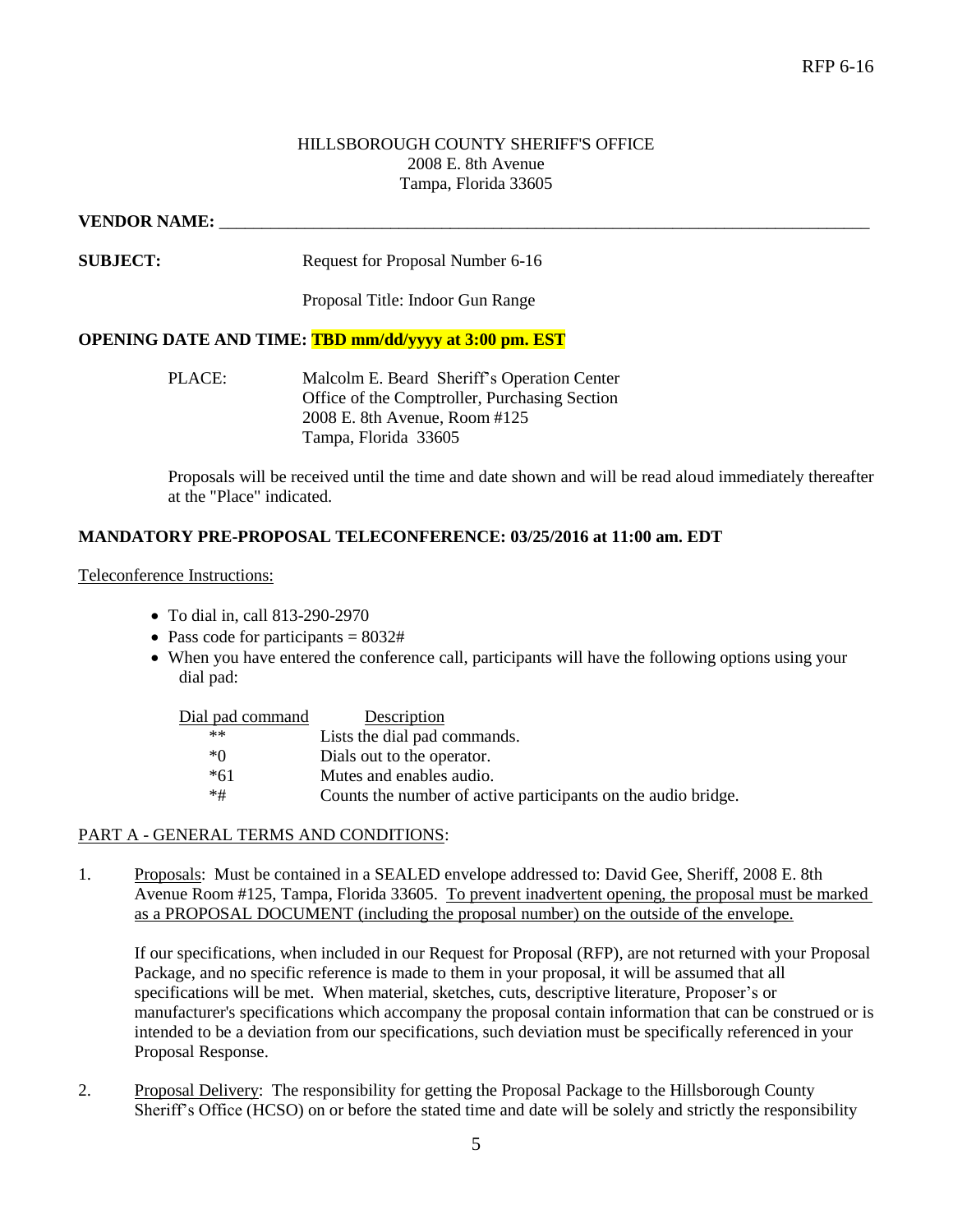HILLSBOROUGH COUNTY SHERIFF'S OFFICE
2008 E. 8th Avenue
Tampa, Florida 33605

**VENDOR NAME:** ______________________________________________________________________________

**SUBJECT:** Request for Proposal Number 6-16

Proposal Title: Indoor Gun Range

**OPENING DATE AND TIME: TBD mm/dd/yyyy at 3:00 pm. EST**

PLACE: Malcolm E. Beard Sheriff's Operation Center
Office of the Comptroller, Purchasing Section
2008 E. 8th Avenue, Room #125
Tampa, Florida 33605

Proposals will be received until the time and date shown and will be read aloud immediately thereafter at the "Place" indicated.

**MANDATORY PRE-PROPOSAL TELECONFERENCE: 03/25/2016 at 11:00 am. EDT**

Teleconference Instructions:

- To dial in, call 813-290-2970
- Pass code for participants = 8032#
- When you have entered the conference call, participants will have the following options using your dial pad:

| Dial pad command | Description |
|---|---|
| ** | Lists the dial pad commands. |
| *0 | Dials out to the operator. |
| *61 | Mutes and enables audio. |
| *# | Counts the number of active participants on the audio bridge. |

PART A - GENERAL TERMS AND CONDITIONS:

1. Proposals: Must be contained in a SEALED envelope addressed to: David Gee, Sheriff, 2008 E. 8th Avenue Room #125, Tampa, Florida 33605. To prevent inadvertent opening, the proposal must be marked as a PROPOSAL DOCUMENT (including the proposal number) on the outside of the envelope.

   If our specifications, when included in our Request for Proposal (RFP), are not returned with your Proposal Package, and no specific reference is made to them in your proposal, it will be assumed that all specifications will be met. When material, sketches, cuts, descriptive literature, Proposer's or manufacturer's specifications which accompany the proposal contain information that can be construed or is intended to be a deviation from our specifications, such deviation must be specifically referenced in your Proposal Response.

2. Proposal Delivery: The responsibility for getting the Proposal Package to the Hillsborough County Sheriff's Office (HCSO) on or before the stated time and date will be solely and strictly the responsibility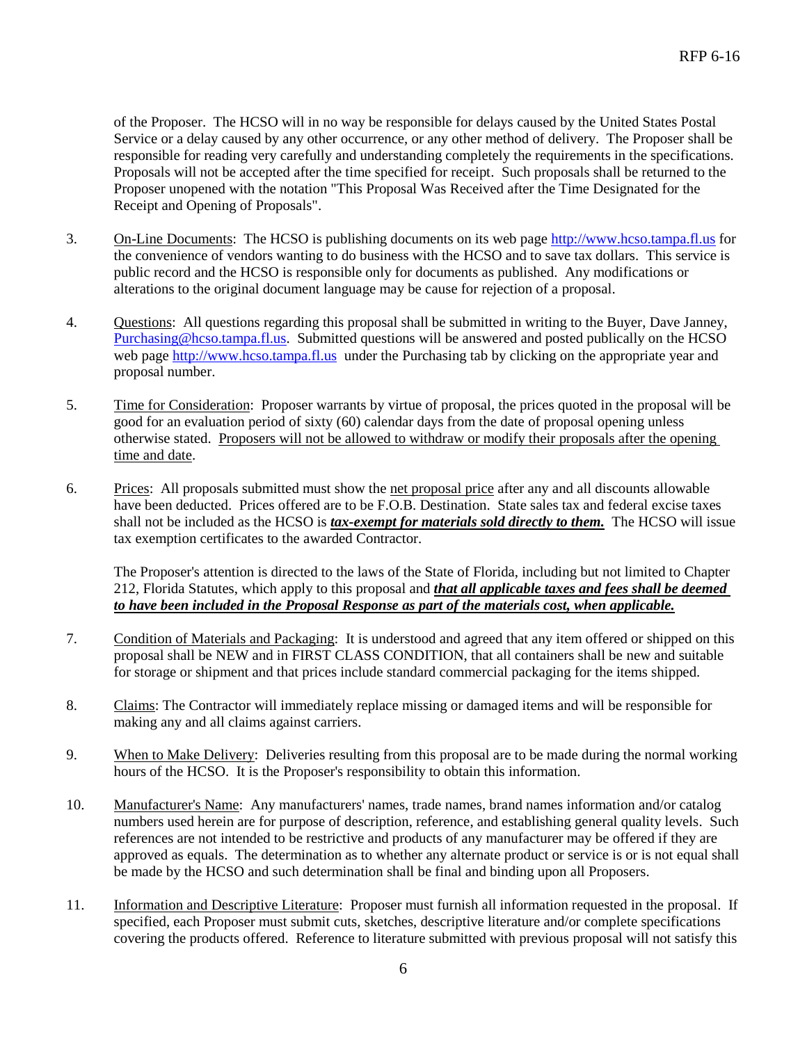of the Proposer. The HCSO will in no way be responsible for delays caused by the United States Postal Service or a delay caused by any other occurrence, or any other method of delivery. The Proposer shall be responsible for reading very carefully and understanding completely the requirements in the specifications. Proposals will not be accepted after the time specified for receipt. Such proposals shall be returned to the Proposer unopened with the notation "This Proposal Was Received after the Time Designated for the Receipt and Opening of Proposals".

3. On-Line Documents: The HCSO is publishing documents on its web page http://www.hcso.tampa.fl.us for the convenience of vendors wanting to do business with the HCSO and to save tax dollars. This service is public record and the HCSO is responsible only for documents as published. Any modifications or alterations to the original document language may be cause for rejection of a proposal.

4. Questions: All questions regarding this proposal shall be submitted in writing to the Buyer, Dave Janney, Purchasing@hcso.tampa.fl.us. Submitted questions will be answered and posted publically on the HCSO web page http://www.hcso.tampa.fl.us under the Purchasing tab by clicking on the appropriate year and proposal number.

5. Time for Consideration: Proposer warrants by virtue of proposal, the prices quoted in the proposal will be good for an evaluation period of sixty (60) calendar days from the date of proposal opening unless otherwise stated. Proposers will not be allowed to withdraw or modify their proposals after the opening time and date.

6. Prices: All proposals submitted must show the net proposal price after any and all discounts allowable have been deducted. Prices offered are to be F.O.B. Destination. State sales tax and federal excise taxes shall not be included as the HCSO is ***tax-exempt for materials sold directly to them.*** The HCSO will issue tax exemption certificates to the awarded Contractor.

   The Proposer's attention is directed to the laws of the State of Florida, including but not limited to Chapter 212, Florida Statutes, which apply to this proposal and ***that all applicable taxes and fees shall be deemed to have been included in the Proposal Response as part of the materials cost, when applicable.***

7. Condition of Materials and Packaging: It is understood and agreed that any item offered or shipped on this proposal shall be NEW and in FIRST CLASS CONDITION, that all containers shall be new and suitable for storage or shipment and that prices include standard commercial packaging for the items shipped.

8. Claims: The Contractor will immediately replace missing or damaged items and will be responsible for making any and all claims against carriers.

9. When to Make Delivery: Deliveries resulting from this proposal are to be made during the normal working hours of the HCSO. It is the Proposer's responsibility to obtain this information.

10. Manufacturer's Name: Any manufacturers' names, trade names, brand names information and/or catalog numbers used herein are for purpose of description, reference, and establishing general quality levels. Such references are not intended to be restrictive and products of any manufacturer may be offered if they are approved as equals. The determination as to whether any alternate product or service is or is not equal shall be made by the HCSO and such determination shall be final and binding upon all Proposers.

11. Information and Descriptive Literature: Proposer must furnish all information requested in the proposal. If specified, each Proposer must submit cuts, sketches, descriptive literature and/or complete specifications covering the products offered. Reference to literature submitted with previous proposal will not satisfy this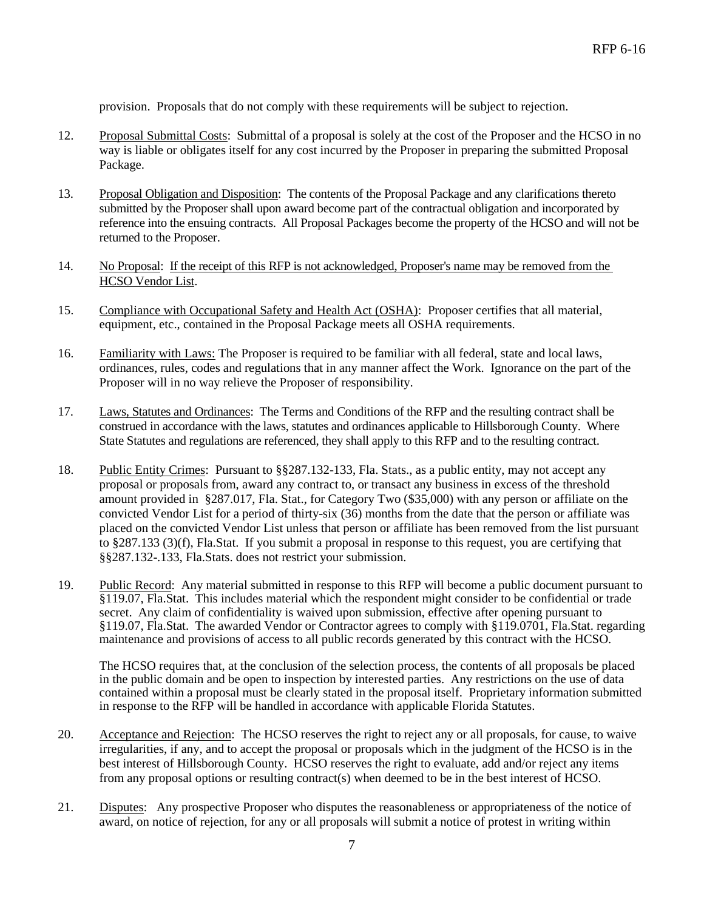provision. Proposals that do not comply with these requirements will be subject to rejection.

12. Proposal Submittal Costs: Submittal of a proposal is solely at the cost of the Proposer and the HCSO in no way is liable or obligates itself for any cost incurred by the Proposer in preparing the submitted Proposal Package.

13. Proposal Obligation and Disposition: The contents of the Proposal Package and any clarifications thereto submitted by the Proposer shall upon award become part of the contractual obligation and incorporated by reference into the ensuing contracts. All Proposal Packages become the property of the HCSO and will not be returned to the Proposer.

14. No Proposal: If the receipt of this RFP is not acknowledged, Proposer's name may be removed from the HCSO Vendor List.

15. Compliance with Occupational Safety and Health Act (OSHA): Proposer certifies that all material, equipment, etc., contained in the Proposal Package meets all OSHA requirements.

16. Familiarity with Laws: The Proposer is required to be familiar with all federal, state and local laws, ordinances, rules, codes and regulations that in any manner affect the Work. Ignorance on the part of the Proposer will in no way relieve the Proposer of responsibility.

17. Laws, Statutes and Ordinances: The Terms and Conditions of the RFP and the resulting contract shall be construed in accordance with the laws, statutes and ordinances applicable to Hillsborough County. Where State Statutes and regulations are referenced, they shall apply to this RFP and to the resulting contract.

18. Public Entity Crimes: Pursuant to §§287.132-133, Fla. Stats., as a public entity, may not accept any proposal or proposals from, award any contract to, or transact any business in excess of the threshold amount provided in §287.017, Fla. Stat., for Category Two ($35,000) with any person or affiliate on the convicted Vendor List for a period of thirty-six (36) months from the date that the person or affiliate was placed on the convicted Vendor List unless that person or affiliate has been removed from the list pursuant to §287.133 (3)(f), Fla.Stat. If you submit a proposal in response to this request, you are certifying that §§287.132-.133, Fla.Stats. does not restrict your submission.

19. Public Record: Any material submitted in response to this RFP will become a public document pursuant to §119.07, Fla.Stat. This includes material which the respondent might consider to be confidential or trade secret. Any claim of confidentiality is waived upon submission, effective after opening pursuant to §119.07, Fla.Stat. The awarded Vendor or Contractor agrees to comply with §119.0701, Fla.Stat. regarding maintenance and provisions of access to all public records generated by this contract with the HCSO.

    The HCSO requires that, at the conclusion of the selection process, the contents of all proposals be placed in the public domain and be open to inspection by interested parties. Any restrictions on the use of data contained within a proposal must be clearly stated in the proposal itself. Proprietary information submitted in response to the RFP will be handled in accordance with applicable Florida Statutes.

20. Acceptance and Rejection: The HCSO reserves the right to reject any or all proposals, for cause, to waive irregularities, if any, and to accept the proposal or proposals which in the judgment of the HCSO is in the best interest of Hillsborough County. HCSO reserves the right to evaluate, add and/or reject any items from any proposal options or resulting contract(s) when deemed to be in the best interest of HCSO.

21. Disputes: Any prospective Proposer who disputes the reasonableness or appropriateness of the notice of award, on notice of rejection, for any or all proposals will submit a notice of protest in writing within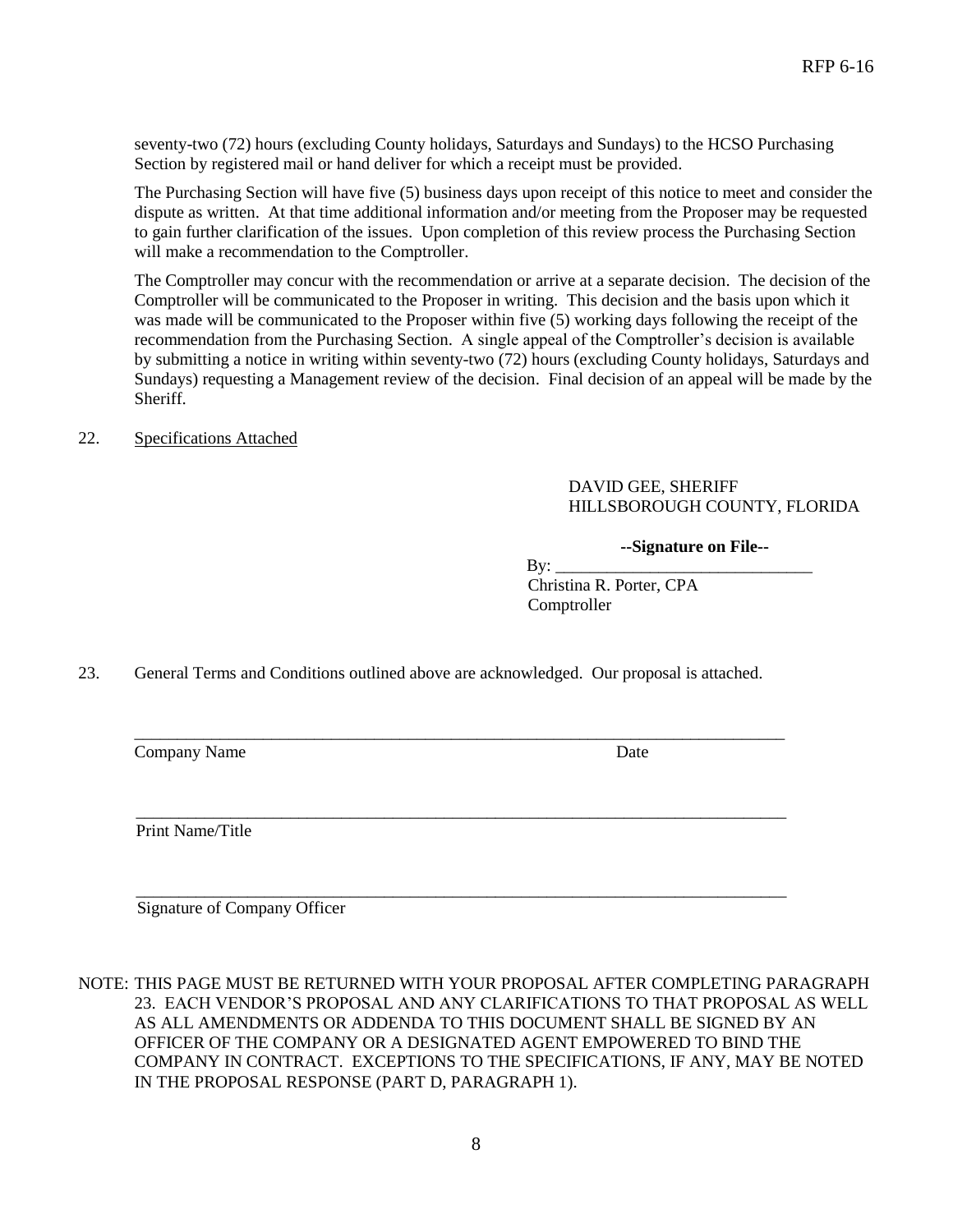seventy-two (72) hours (excluding County holidays, Saturdays and Sundays) to the HCSO Purchasing Section by registered mail or hand deliver for which a receipt must be provided.

The Purchasing Section will have five (5) business days upon receipt of this notice to meet and consider the dispute as written. At that time additional information and/or meeting from the Proposer may be requested to gain further clarification of the issues. Upon completion of this review process the Purchasing Section will make a recommendation to the Comptroller.

The Comptroller may concur with the recommendation or arrive at a separate decision. The decision of the Comptroller will be communicated to the Proposer in writing. This decision and the basis upon which it was made will be communicated to the Proposer within five (5) working days following the receipt of the recommendation from the Purchasing Section. A single appeal of the Comptroller's decision is available by submitting a notice in writing within seventy-two (72) hours (excluding County holidays, Saturdays and Sundays) requesting a Management review of the decision. Final decision of an appeal will be made by the Sheriff.

22. <u>Specifications Attached</u>

DAVID GEE, SHERIFF
HILLSBOROUGH COUNTY, FLORIDA

**--Signature on File--**

By: ______________________________
Christina R. Porter, CPA
Comptroller

23. General Terms and Conditions outlined above are acknowledged. Our proposal is attached.

______________________________________________________________________________
Company Name Date

______________________________________________________________________________
Print Name/Title

______________________________________________________________________________
Signature of Company Officer

NOTE: THIS PAGE MUST BE RETURNED WITH YOUR PROPOSAL AFTER COMPLETING PARAGRAPH 23. EACH VENDOR'S PROPOSAL AND ANY CLARIFICATIONS TO THAT PROPOSAL AS WELL AS ALL AMENDMENTS OR ADDENDA TO THIS DOCUMENT SHALL BE SIGNED BY AN OFFICER OF THE COMPANY OR A DESIGNATED AGENT EMPOWERED TO BIND THE COMPANY IN CONTRACT. EXCEPTIONS TO THE SPECIFICATIONS, IF ANY, MAY BE NOTED IN THE PROPOSAL RESPONSE (PART D, PARAGRAPH 1).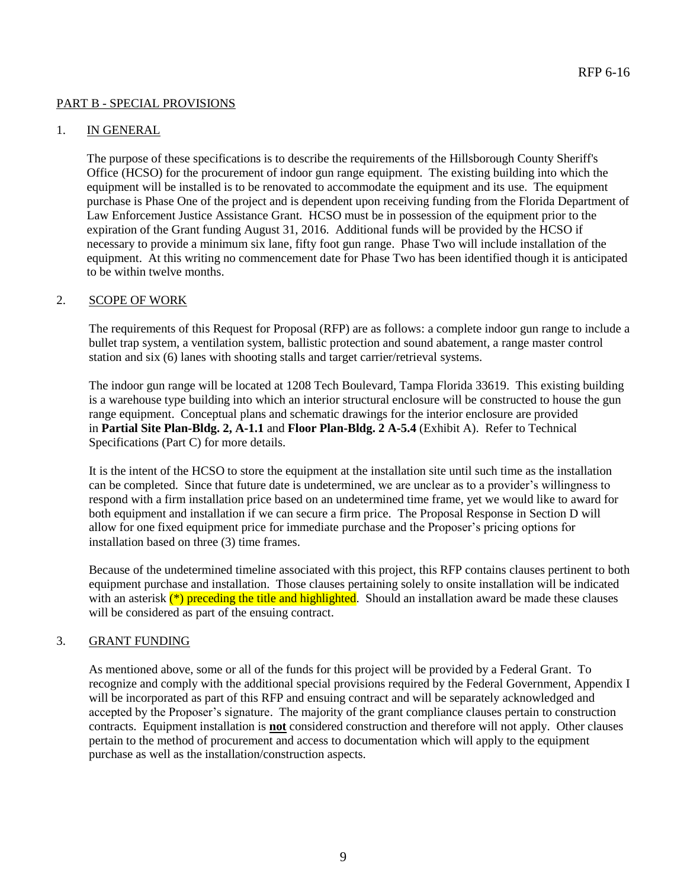## PART B - SPECIAL PROVISIONS

### 1. IN GENERAL

The purpose of these specifications is to describe the requirements of the Hillsborough County Sheriff's Office (HCSO) for the procurement of indoor gun range equipment. The existing building into which the equipment will be installed is to be renovated to accommodate the equipment and its use. The equipment purchase is Phase One of the project and is dependent upon receiving funding from the Florida Department of Law Enforcement Justice Assistance Grant. HCSO must be in possession of the equipment prior to the expiration of the Grant funding August 31, 2016. Additional funds will be provided by the HCSO if necessary to provide a minimum six lane, fifty foot gun range. Phase Two will include installation of the equipment. At this writing no commencement date for Phase Two has been identified though it is anticipated to be within twelve months.

### 2. SCOPE OF WORK

The requirements of this Request for Proposal (RFP) are as follows: a complete indoor gun range to include a bullet trap system, a ventilation system, ballistic protection and sound abatement, a range master control station and six (6) lanes with shooting stalls and target carrier/retrieval systems.

The indoor gun range will be located at 1208 Tech Boulevard, Tampa Florida 33619. This existing building is a warehouse type building into which an interior structural enclosure will be constructed to house the gun range equipment. Conceptual plans and schematic drawings for the interior enclosure are provided in **Partial Site Plan-Bldg. 2, A-1.1** and **Floor Plan-Bldg. 2 A-5.4** (Exhibit A). Refer to Technical Specifications (Part C) for more details.

It is the intent of the HCSO to store the equipment at the installation site until such time as the installation can be completed. Since that future date is undetermined, we are unclear as to a provider's willingness to respond with a firm installation price based on an undetermined time frame, yet we would like to award for both equipment and installation if we can secure a firm price. The Proposal Response in Section D will allow for one fixed equipment price for immediate purchase and the Proposer's pricing options for installation based on three (3) time frames.

Because of the undetermined timeline associated with this project, this RFP contains clauses pertinent to both equipment purchase and installation. Those clauses pertaining solely to onsite installation will be indicated with an asterisk (*) preceding the title and highlighted. Should an installation award be made these clauses will be considered as part of the ensuing contract.

### 3. GRANT FUNDING

As mentioned above, some or all of the funds for this project will be provided by a Federal Grant. To recognize and comply with the additional special provisions required by the Federal Government, Appendix I will be incorporated as part of this RFP and ensuing contract and will be separately acknowledged and accepted by the Proposer's signature. The majority of the grant compliance clauses pertain to construction contracts. Equipment installation is **not** considered construction and therefore will not apply. Other clauses pertain to the method of procurement and access to documentation which will apply to the equipment purchase as well as the installation/construction aspects.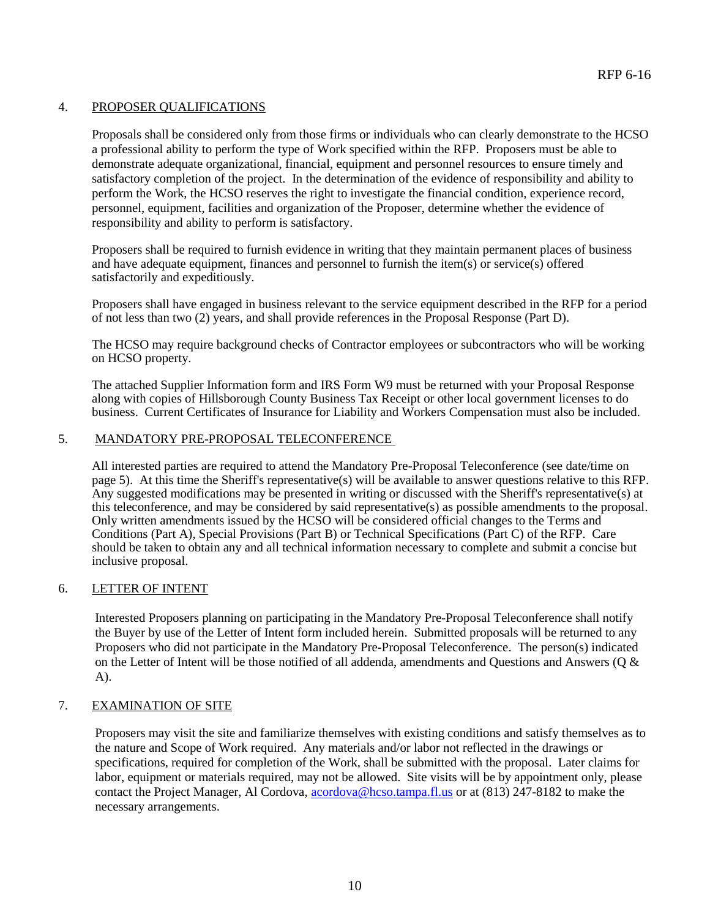## 4. PROPOSER QUALIFICATIONS

Proposals shall be considered only from those firms or individuals who can clearly demonstrate to the HCSO a professional ability to perform the type of Work specified within the RFP. Proposers must be able to demonstrate adequate organizational, financial, equipment and personnel resources to ensure timely and satisfactory completion of the project. In the determination of the evidence of responsibility and ability to perform the Work, the HCSO reserves the right to investigate the financial condition, experience record, personnel, equipment, facilities and organization of the Proposer, determine whether the evidence of responsibility and ability to perform is satisfactory.

Proposers shall be required to furnish evidence in writing that they maintain permanent places of business and have adequate equipment, finances and personnel to furnish the item(s) or service(s) offered satisfactorily and expeditiously.

Proposers shall have engaged in business relevant to the service equipment described in the RFP for a period of not less than two (2) years, and shall provide references in the Proposal Response (Part D).

The HCSO may require background checks of Contractor employees or subcontractors who will be working on HCSO property.

The attached Supplier Information form and IRS Form W9 must be returned with your Proposal Response along with copies of Hillsborough County Business Tax Receipt or other local government licenses to do business. Current Certificates of Insurance for Liability and Workers Compensation must also be included.

## 5. MANDATORY PRE-PROPOSAL TELECONFERENCE

All interested parties are required to attend the Mandatory Pre-Proposal Teleconference (see date/time on page 5). At this time the Sheriff's representative(s) will be available to answer questions relative to this RFP. Any suggested modifications may be presented in writing or discussed with the Sheriff's representative(s) at this teleconference, and may be considered by said representative(s) as possible amendments to the proposal. Only written amendments issued by the HCSO will be considered official changes to the Terms and Conditions (Part A), Special Provisions (Part B) or Technical Specifications (Part C) of the RFP. Care should be taken to obtain any and all technical information necessary to complete and submit a concise but inclusive proposal.

## 6. LETTER OF INTENT

Interested Proposers planning on participating in the Mandatory Pre-Proposal Teleconference shall notify the Buyer by use of the Letter of Intent form included herein. Submitted proposals will be returned to any Proposers who did not participate in the Mandatory Pre-Proposal Teleconference. The person(s) indicated on the Letter of Intent will be those notified of all addenda, amendments and Questions and Answers (Q & A).

## 7. EXAMINATION OF SITE

Proposers may visit the site and familiarize themselves with existing conditions and satisfy themselves as to the nature and Scope of Work required. Any materials and/or labor not reflected in the drawings or specifications, required for completion of the Work, shall be submitted with the proposal. Later claims for labor, equipment or materials required, may not be allowed. Site visits will be by appointment only, please contact the Project Manager, Al Cordova, acordova@hcso.tampa.fl.us or at (813) 247-8182 to make the necessary arrangements.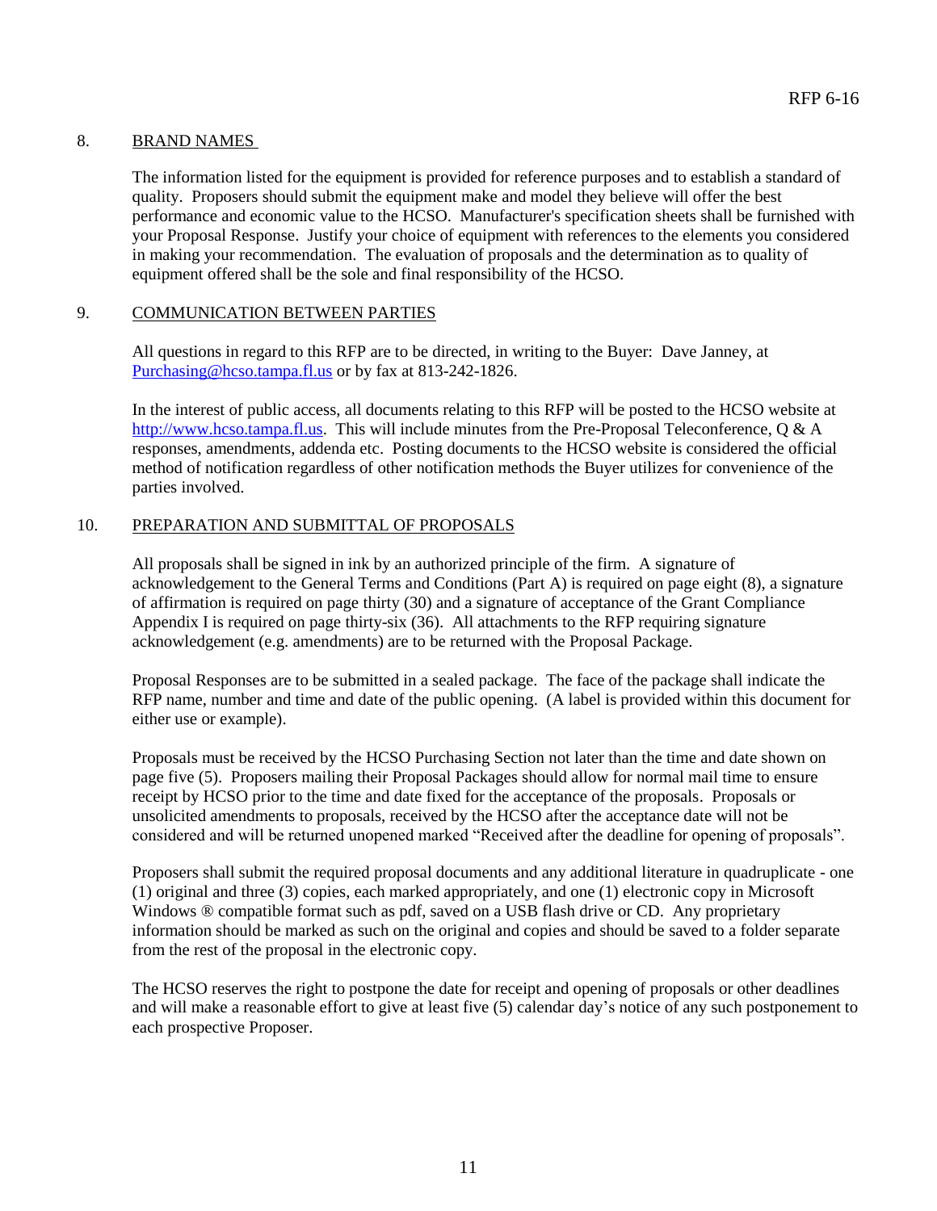## 8. BRAND NAMES

The information listed for the equipment is provided for reference purposes and to establish a standard of quality. Proposers should submit the equipment make and model they believe will offer the best performance and economic value to the HCSO. Manufacturer's specification sheets shall be furnished with your Proposal Response. Justify your choice of equipment with references to the elements you considered in making your recommendation. The evaluation of proposals and the determination as to quality of equipment offered shall be the sole and final responsibility of the HCSO.

## 9. COMMUNICATION BETWEEN PARTIES

All questions in regard to this RFP are to be directed, in writing to the Buyer: Dave Janney, at Purchasing@hcso.tampa.fl.us or by fax at 813-242-1826.

In the interest of public access, all documents relating to this RFP will be posted to the HCSO website at http://www.hcso.tampa.fl.us. This will include minutes from the Pre-Proposal Teleconference, Q & A responses, amendments, addenda etc. Posting documents to the HCSO website is considered the official method of notification regardless of other notification methods the Buyer utilizes for convenience of the parties involved.

## 10. PREPARATION AND SUBMITTAL OF PROPOSALS

All proposals shall be signed in ink by an authorized principle of the firm. A signature of acknowledgement to the General Terms and Conditions (Part A) is required on page eight (8), a signature of affirmation is required on page thirty (30) and a signature of acceptance of the Grant Compliance Appendix I is required on page thirty-six (36). All attachments to the RFP requiring signature acknowledgement (e.g. amendments) are to be returned with the Proposal Package.

Proposal Responses are to be submitted in a sealed package. The face of the package shall indicate the RFP name, number and time and date of the public opening. (A label is provided within this document for either use or example).

Proposals must be received by the HCSO Purchasing Section not later than the time and date shown on page five (5). Proposers mailing their Proposal Packages should allow for normal mail time to ensure receipt by HCSO prior to the time and date fixed for the acceptance of the proposals. Proposals or unsolicited amendments to proposals, received by the HCSO after the acceptance date will not be considered and will be returned unopened marked "Received after the deadline for opening of proposals".

Proposers shall submit the required proposal documents and any additional literature in quadruplicate - one (1) original and three (3) copies, each marked appropriately, and one (1) electronic copy in Microsoft Windows ® compatible format such as pdf, saved on a USB flash drive or CD. Any proprietary information should be marked as such on the original and copies and should be saved to a folder separate from the rest of the proposal in the electronic copy.

The HCSO reserves the right to postpone the date for receipt and opening of proposals or other deadlines and will make a reasonable effort to give at least five (5) calendar day's notice of any such postponement to each prospective Proposer.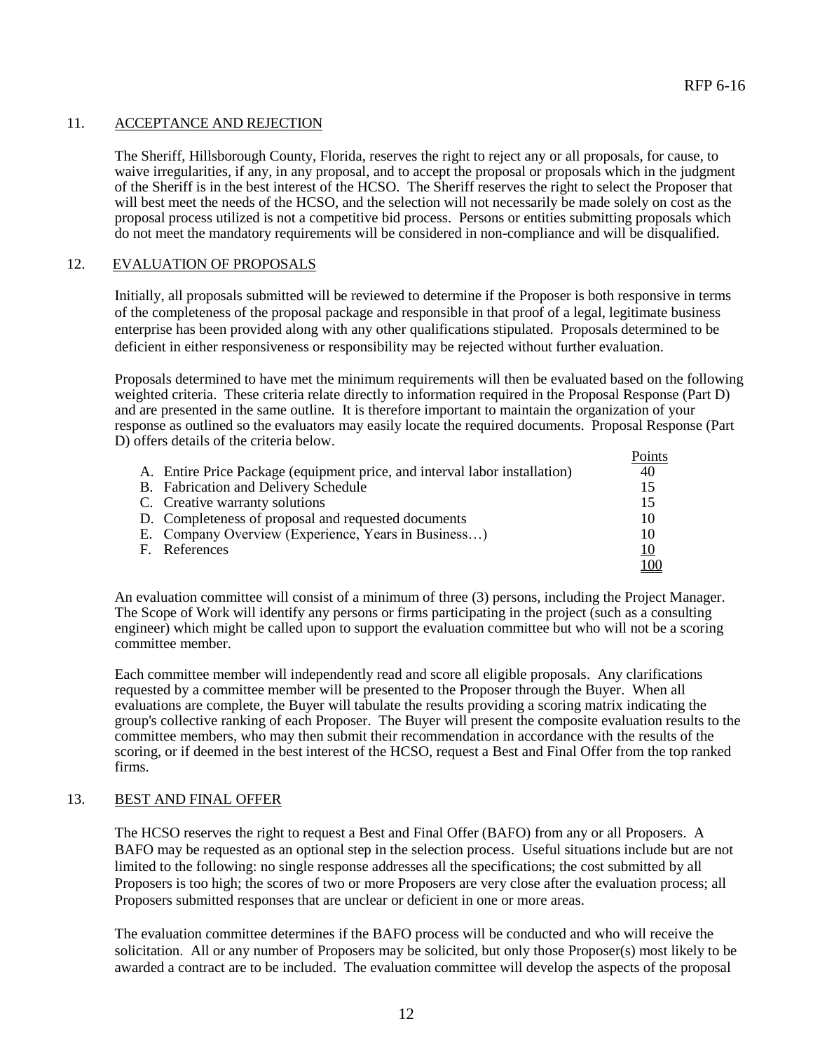## 11. ACCEPTANCE AND REJECTION

The Sheriff, Hillsborough County, Florida, reserves the right to reject any or all proposals, for cause, to waive irregularities, if any, in any proposal, and to accept the proposal or proposals which in the judgment of the Sheriff is in the best interest of the HCSO. The Sheriff reserves the right to select the Proposer that will best meet the needs of the HCSO, and the selection will not necessarily be made solely on cost as the proposal process utilized is not a competitive bid process. Persons or entities submitting proposals which do not meet the mandatory requirements will be considered in non-compliance and will be disqualified.

## 12. EVALUATION OF PROPOSALS

Initially, all proposals submitted will be reviewed to determine if the Proposer is both responsive in terms of the completeness of the proposal package and responsible in that proof of a legal, legitimate business enterprise has been provided along with any other qualifications stipulated. Proposals determined to be deficient in either responsiveness or responsibility may be rejected without further evaluation.

Proposals determined to have met the minimum requirements will then be evaluated based on the following weighted criteria. These criteria relate directly to information required in the Proposal Response (Part D) and are presented in the same outline. It is therefore important to maintain the organization of your response as outlined so the evaluators may easily locate the required documents. Proposal Response (Part D) offers details of the criteria below.

| | Points |
|---|---|
| A. Entire Price Package (equipment price, and interval labor installation) | 40 |
| B. Fabrication and Delivery Schedule | 15 |
| C. Creative warranty solutions | 15 |
| D. Completeness of proposal and requested documents | 10 |
| E. Company Overview (Experience, Years in Business…) | 10 |
| F. References | 10 |
| | 100 |

An evaluation committee will consist of a minimum of three (3) persons, including the Project Manager. The Scope of Work will identify any persons or firms participating in the project (such as a consulting engineer) which might be called upon to support the evaluation committee but who will not be a scoring committee member.

Each committee member will independently read and score all eligible proposals. Any clarifications requested by a committee member will be presented to the Proposer through the Buyer. When all evaluations are complete, the Buyer will tabulate the results providing a scoring matrix indicating the group's collective ranking of each Proposer. The Buyer will present the composite evaluation results to the committee members, who may then submit their recommendation in accordance with the results of the scoring, or if deemed in the best interest of the HCSO, request a Best and Final Offer from the top ranked firms.

## 13. BEST AND FINAL OFFER

The HCSO reserves the right to request a Best and Final Offer (BAFO) from any or all Proposers. A BAFO may be requested as an optional step in the selection process. Useful situations include but are not limited to the following: no single response addresses all the specifications; the cost submitted by all Proposers is too high; the scores of two or more Proposers are very close after the evaluation process; all Proposers submitted responses that are unclear or deficient in one or more areas.

The evaluation committee determines if the BAFO process will be conducted and who will receive the solicitation. All or any number of Proposers may be solicited, but only those Proposer(s) most likely to be awarded a contract are to be included. The evaluation committee will develop the aspects of the proposal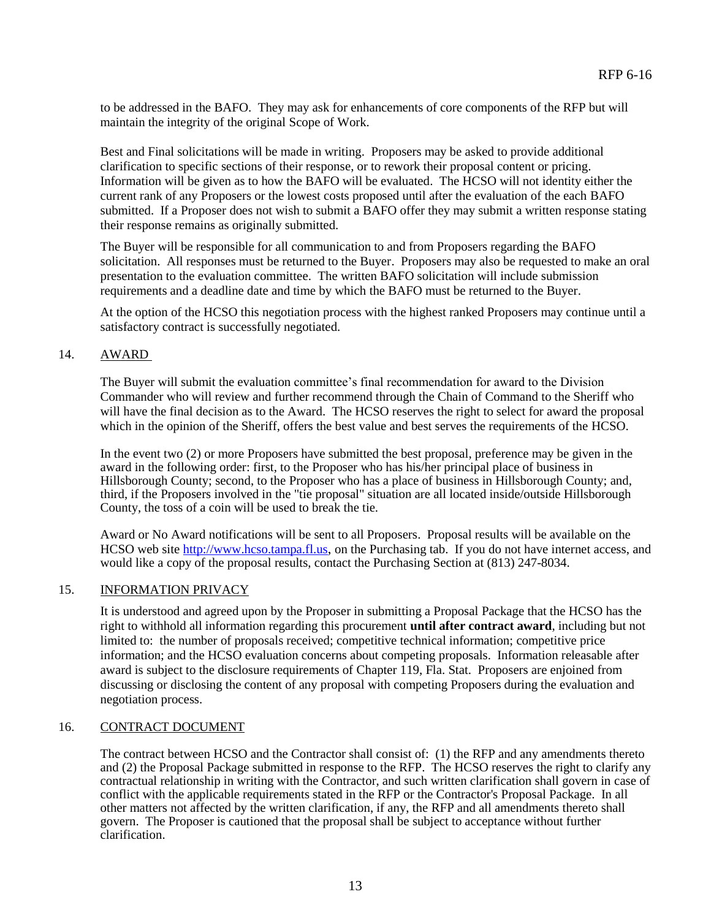to be addressed in the BAFO. They may ask for enhancements of core components of the RFP but will maintain the integrity of the original Scope of Work.

Best and Final solicitations will be made in writing. Proposers may be asked to provide additional clarification to specific sections of their response, or to rework their proposal content or pricing. Information will be given as to how the BAFO will be evaluated. The HCSO will not identity either the current rank of any Proposers or the lowest costs proposed until after the evaluation of the each BAFO submitted. If a Proposer does not wish to submit a BAFO offer they may submit a written response stating their response remains as originally submitted.

The Buyer will be responsible for all communication to and from Proposers regarding the BAFO solicitation. All responses must be returned to the Buyer. Proposers may also be requested to make an oral presentation to the evaluation committee. The written BAFO solicitation will include submission requirements and a deadline date and time by which the BAFO must be returned to the Buyer.

At the option of the HCSO this negotiation process with the highest ranked Proposers may continue until a satisfactory contract is successfully negotiated.

## 14. AWARD

The Buyer will submit the evaluation committee's final recommendation for award to the Division Commander who will review and further recommend through the Chain of Command to the Sheriff who will have the final decision as to the Award. The HCSO reserves the right to select for award the proposal which in the opinion of the Sheriff, offers the best value and best serves the requirements of the HCSO.

In the event two (2) or more Proposers have submitted the best proposal, preference may be given in the award in the following order: first, to the Proposer who has his/her principal place of business in Hillsborough County; second, to the Proposer who has a place of business in Hillsborough County; and, third, if the Proposers involved in the "tie proposal" situation are all located inside/outside Hillsborough County, the toss of a coin will be used to break the tie.

Award or No Award notifications will be sent to all Proposers. Proposal results will be available on the HCSO web site http://www.hcso.tampa.fl.us, on the Purchasing tab. If you do not have internet access, and would like a copy of the proposal results, contact the Purchasing Section at (813) 247-8034.

## 15. INFORMATION PRIVACY

It is understood and agreed upon by the Proposer in submitting a Proposal Package that the HCSO has the right to withhold all information regarding this procurement **until after contract award**, including but not limited to: the number of proposals received; competitive technical information; competitive price information; and the HCSO evaluation concerns about competing proposals. Information releasable after award is subject to the disclosure requirements of Chapter 119, Fla. Stat. Proposers are enjoined from discussing or disclosing the content of any proposal with competing Proposers during the evaluation and negotiation process.

## 16. CONTRACT DOCUMENT

The contract between HCSO and the Contractor shall consist of: (1) the RFP and any amendments thereto and (2) the Proposal Package submitted in response to the RFP. The HCSO reserves the right to clarify any contractual relationship in writing with the Contractor, and such written clarification shall govern in case of conflict with the applicable requirements stated in the RFP or the Contractor's Proposal Package. In all other matters not affected by the written clarification, if any, the RFP and all amendments thereto shall govern. The Proposer is cautioned that the proposal shall be subject to acceptance without further clarification.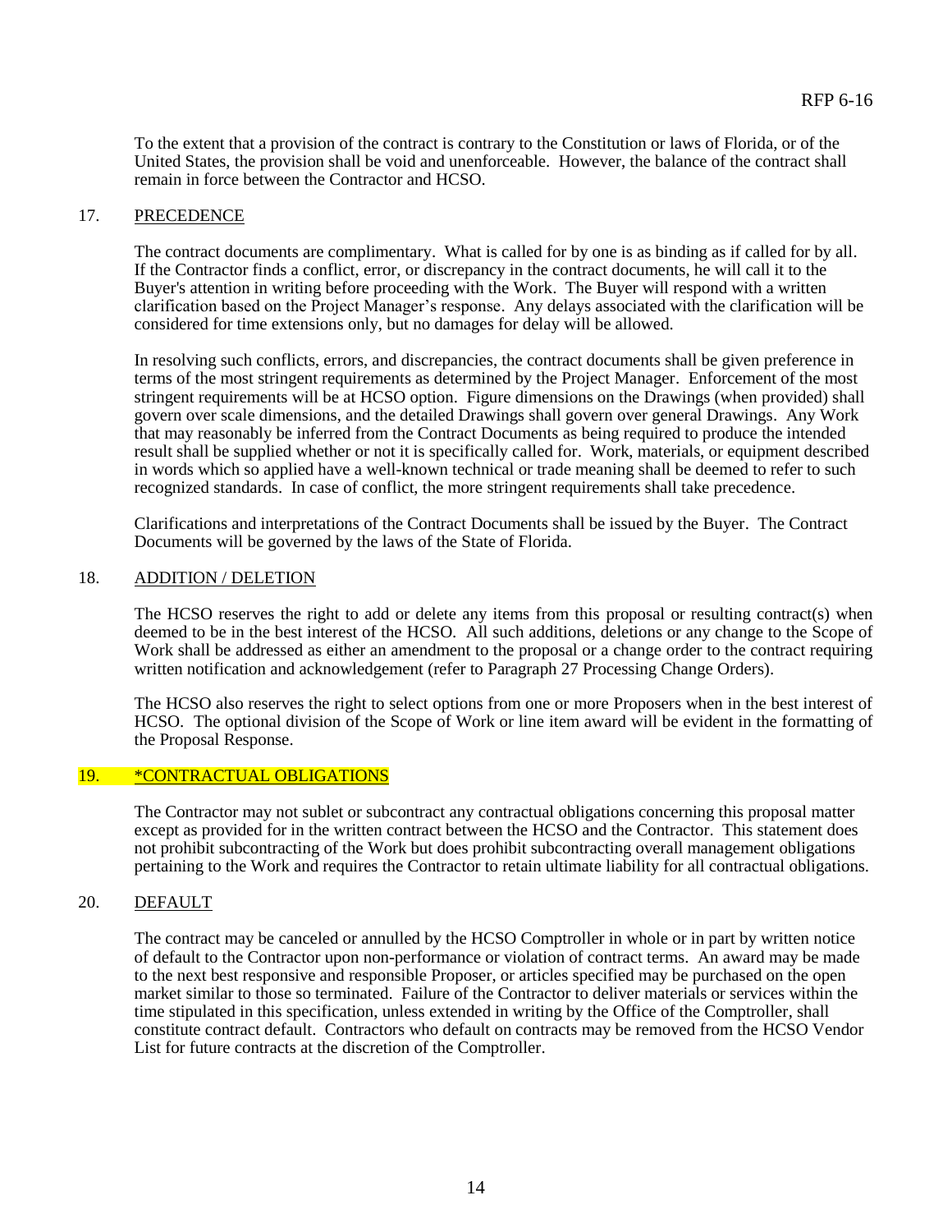To the extent that a provision of the contract is contrary to the Constitution or laws of Florida, or of the United States, the provision shall be void and unenforceable. However, the balance of the contract shall remain in force between the Contractor and HCSO.

## 17. PRECEDENCE

The contract documents are complimentary. What is called for by one is as binding as if called for by all. If the Contractor finds a conflict, error, or discrepancy in the contract documents, he will call it to the Buyer's attention in writing before proceeding with the Work. The Buyer will respond with a written clarification based on the Project Manager's response. Any delays associated with the clarification will be considered for time extensions only, but no damages for delay will be allowed.

In resolving such conflicts, errors, and discrepancies, the contract documents shall be given preference in terms of the most stringent requirements as determined by the Project Manager. Enforcement of the most stringent requirements will be at HCSO option. Figure dimensions on the Drawings (when provided) shall govern over scale dimensions, and the detailed Drawings shall govern over general Drawings. Any Work that may reasonably be inferred from the Contract Documents as being required to produce the intended result shall be supplied whether or not it is specifically called for. Work, materials, or equipment described in words which so applied have a well-known technical or trade meaning shall be deemed to refer to such recognized standards. In case of conflict, the more stringent requirements shall take precedence.

Clarifications and interpretations of the Contract Documents shall be issued by the Buyer. The Contract Documents will be governed by the laws of the State of Florida.

## 18. ADDITION / DELETION

The HCSO reserves the right to add or delete any items from this proposal or resulting contract(s) when deemed to be in the best interest of the HCSO. All such additions, deletions or any change to the Scope of Work shall be addressed as either an amendment to the proposal or a change order to the contract requiring written notification and acknowledgement (refer to Paragraph 27 Processing Change Orders).

The HCSO also reserves the right to select options from one or more Proposers when in the best interest of HCSO. The optional division of the Scope of Work or line item award will be evident in the formatting of the Proposal Response.

## 19. *CONTRACTUAL OBLIGATIONS

The Contractor may not sublet or subcontract any contractual obligations concerning this proposal matter except as provided for in the written contract between the HCSO and the Contractor. This statement does not prohibit subcontracting of the Work but does prohibit subcontracting overall management obligations pertaining to the Work and requires the Contractor to retain ultimate liability for all contractual obligations.

## 20. DEFAULT

The contract may be canceled or annulled by the HCSO Comptroller in whole or in part by written notice of default to the Contractor upon non-performance or violation of contract terms. An award may be made to the next best responsive and responsible Proposer, or articles specified may be purchased on the open market similar to those so terminated. Failure of the Contractor to deliver materials or services within the time stipulated in this specification, unless extended in writing by the Office of the Comptroller, shall constitute contract default. Contractors who default on contracts may be removed from the HCSO Vendor List for future contracts at the discretion of the Comptroller.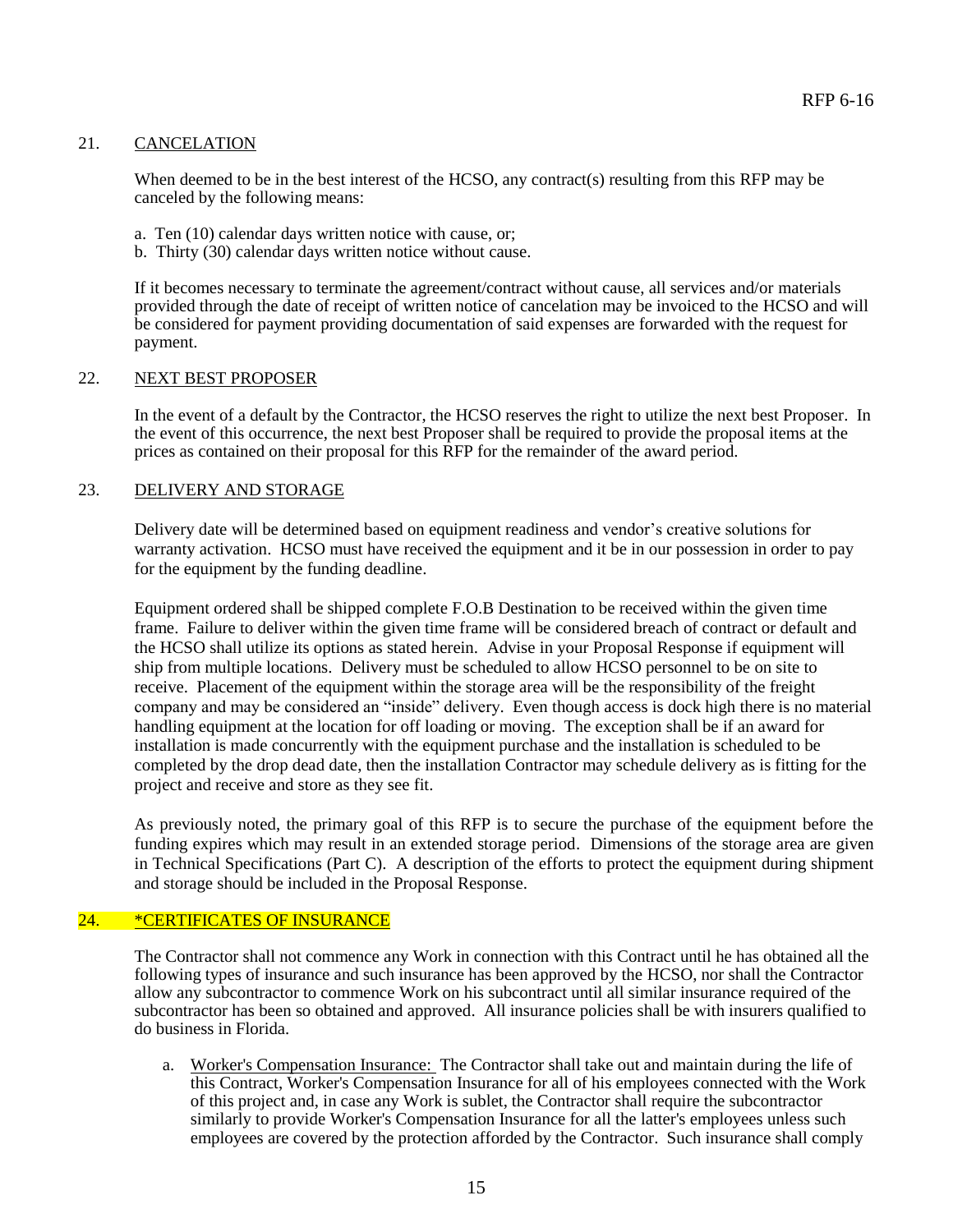## 21. CANCELATION

When deemed to be in the best interest of the HCSO, any contract(s) resulting from this RFP may be canceled by the following means:

a. Ten (10) calendar days written notice with cause, or;
b. Thirty (30) calendar days written notice without cause.

If it becomes necessary to terminate the agreement/contract without cause, all services and/or materials provided through the date of receipt of written notice of cancelation may be invoiced to the HCSO and will be considered for payment providing documentation of said expenses are forwarded with the request for payment.

## 22. NEXT BEST PROPOSER

In the event of a default by the Contractor, the HCSO reserves the right to utilize the next best Proposer. In the event of this occurrence, the next best Proposer shall be required to provide the proposal items at the prices as contained on their proposal for this RFP for the remainder of the award period.

## 23. DELIVERY AND STORAGE

Delivery date will be determined based on equipment readiness and vendor's creative solutions for warranty activation. HCSO must have received the equipment and it be in our possession in order to pay for the equipment by the funding deadline.

Equipment ordered shall be shipped complete F.O.B Destination to be received within the given time frame. Failure to deliver within the given time frame will be considered breach of contract or default and the HCSO shall utilize its options as stated herein. Advise in your Proposal Response if equipment will ship from multiple locations. Delivery must be scheduled to allow HCSO personnel to be on site to receive. Placement of the equipment within the storage area will be the responsibility of the freight company and may be considered an "inside" delivery. Even though access is dock high there is no material handling equipment at the location for off loading or moving. The exception shall be if an award for installation is made concurrently with the equipment purchase and the installation is scheduled to be completed by the drop dead date, then the installation Contractor may schedule delivery as is fitting for the project and receive and store as they see fit.

As previously noted, the primary goal of this RFP is to secure the purchase of the equipment before the funding expires which may result in an extended storage period. Dimensions of the storage area are given in Technical Specifications (Part C). A description of the efforts to protect the equipment during shipment and storage should be included in the Proposal Response.

## 24. *CERTIFICATES OF INSURANCE

The Contractor shall not commence any Work in connection with this Contract until he has obtained all the following types of insurance and such insurance has been approved by the HCSO, nor shall the Contractor allow any subcontractor to commence Work on his subcontract until all similar insurance required of the subcontractor has been so obtained and approved. All insurance policies shall be with insurers qualified to do business in Florida.

a. Worker's Compensation Insurance: The Contractor shall take out and maintain during the life of this Contract, Worker's Compensation Insurance for all of his employees connected with the Work of this project and, in case any Work is sublet, the Contractor shall require the subcontractor similarly to provide Worker's Compensation Insurance for all the latter's employees unless such employees are covered by the protection afforded by the Contractor. Such insurance shall comply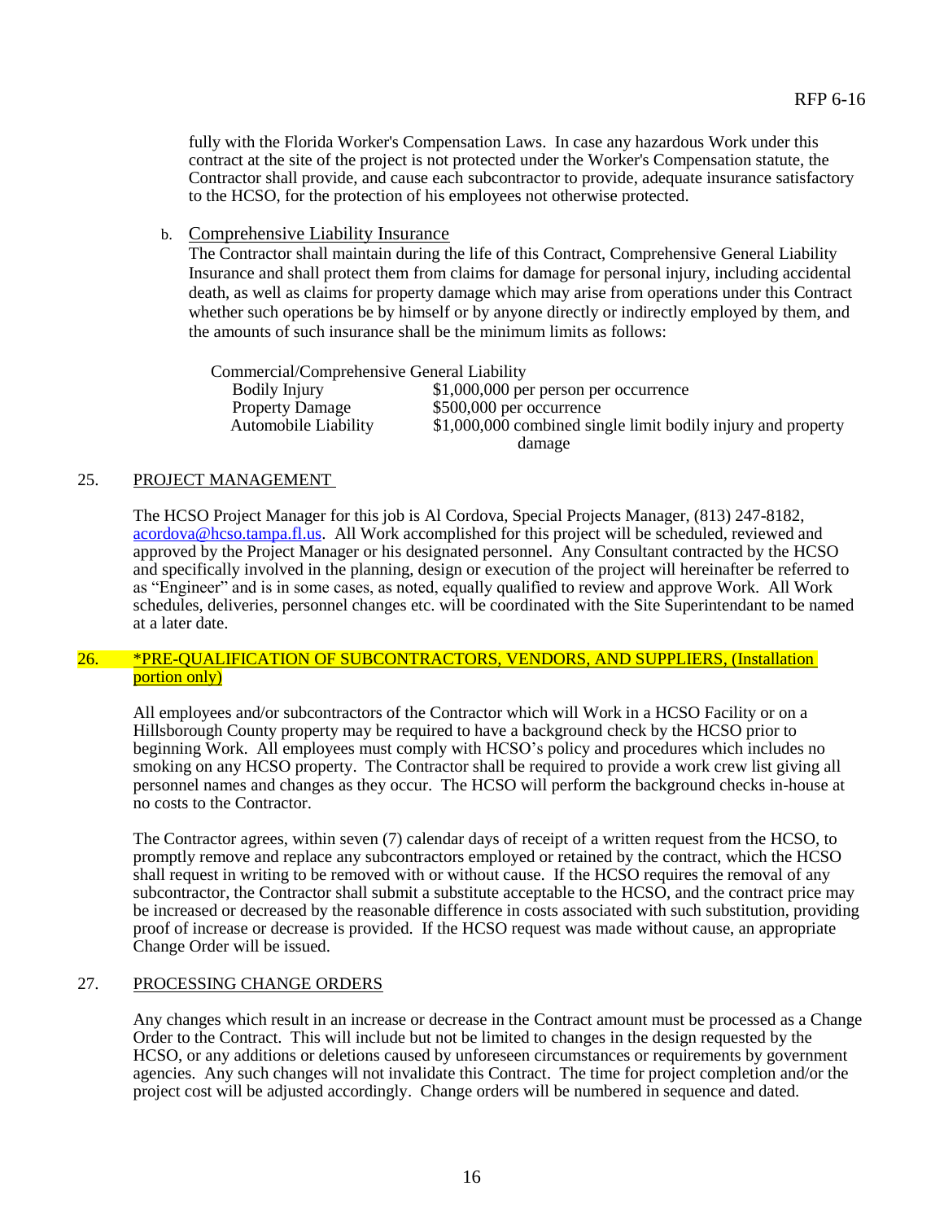fully with the Florida Worker's Compensation Laws. In case any hazardous Work under this contract at the site of the project is not protected under the Worker's Compensation statute, the Contractor shall provide, and cause each subcontractor to provide, adequate insurance satisfactory to the HCSO, for the protection of his employees not otherwise protected.

b. Comprehensive Liability Insurance

The Contractor shall maintain during the life of this Contract, Comprehensive General Liability Insurance and shall protect them from claims for damage for personal injury, including accidental death, as well as claims for property damage which may arise from operations under this Contract whether such operations be by himself or by anyone directly or indirectly employed by them, and the amounts of such insurance shall be the minimum limits as follows:

| Commercial/Comprehensive General Liability | |
|---|---|
| Bodily Injury | $1,000,000 per person per occurrence |
| Property Damage | $500,000 per occurrence |
| Automobile Liability | $1,000,000 combined single limit bodily injury and property damage |

25. PROJECT MANAGEMENT

The HCSO Project Manager for this job is Al Cordova, Special Projects Manager, (813) 247-8182, acordova@hcso.tampa.fl.us. All Work accomplished for this project will be scheduled, reviewed and approved by the Project Manager or his designated personnel. Any Consultant contracted by the HCSO and specifically involved in the planning, design or execution of the project will hereinafter be referred to as "Engineer" and is in some cases, as noted, equally qualified to review and approve Work. All Work schedules, deliveries, personnel changes etc. will be coordinated with the Site Superintendant to be named at a later date.

26. *PRE-QUALIFICATION OF SUBCONTRACTORS, VENDORS, AND SUPPLIERS, (Installation portion only)

All employees and/or subcontractors of the Contractor which will Work in a HCSO Facility or on a Hillsborough County property may be required to have a background check by the HCSO prior to beginning Work. All employees must comply with HCSO's policy and procedures which includes no smoking on any HCSO property. The Contractor shall be required to provide a work crew list giving all personnel names and changes as they occur. The HCSO will perform the background checks in-house at no costs to the Contractor.

The Contractor agrees, within seven (7) calendar days of receipt of a written request from the HCSO, to promptly remove and replace any subcontractors employed or retained by the contract, which the HCSO shall request in writing to be removed with or without cause. If the HCSO requires the removal of any subcontractor, the Contractor shall submit a substitute acceptable to the HCSO, and the contract price may be increased or decreased by the reasonable difference in costs associated with such substitution, providing proof of increase or decrease is provided. If the HCSO request was made without cause, an appropriate Change Order will be issued.

27. PROCESSING CHANGE ORDERS

Any changes which result in an increase or decrease in the Contract amount must be processed as a Change Order to the Contract. This will include but not be limited to changes in the design requested by the HCSO, or any additions or deletions caused by unforeseen circumstances or requirements by government agencies. Any such changes will not invalidate this Contract. The time for project completion and/or the project cost will be adjusted accordingly. Change orders will be numbered in sequence and dated.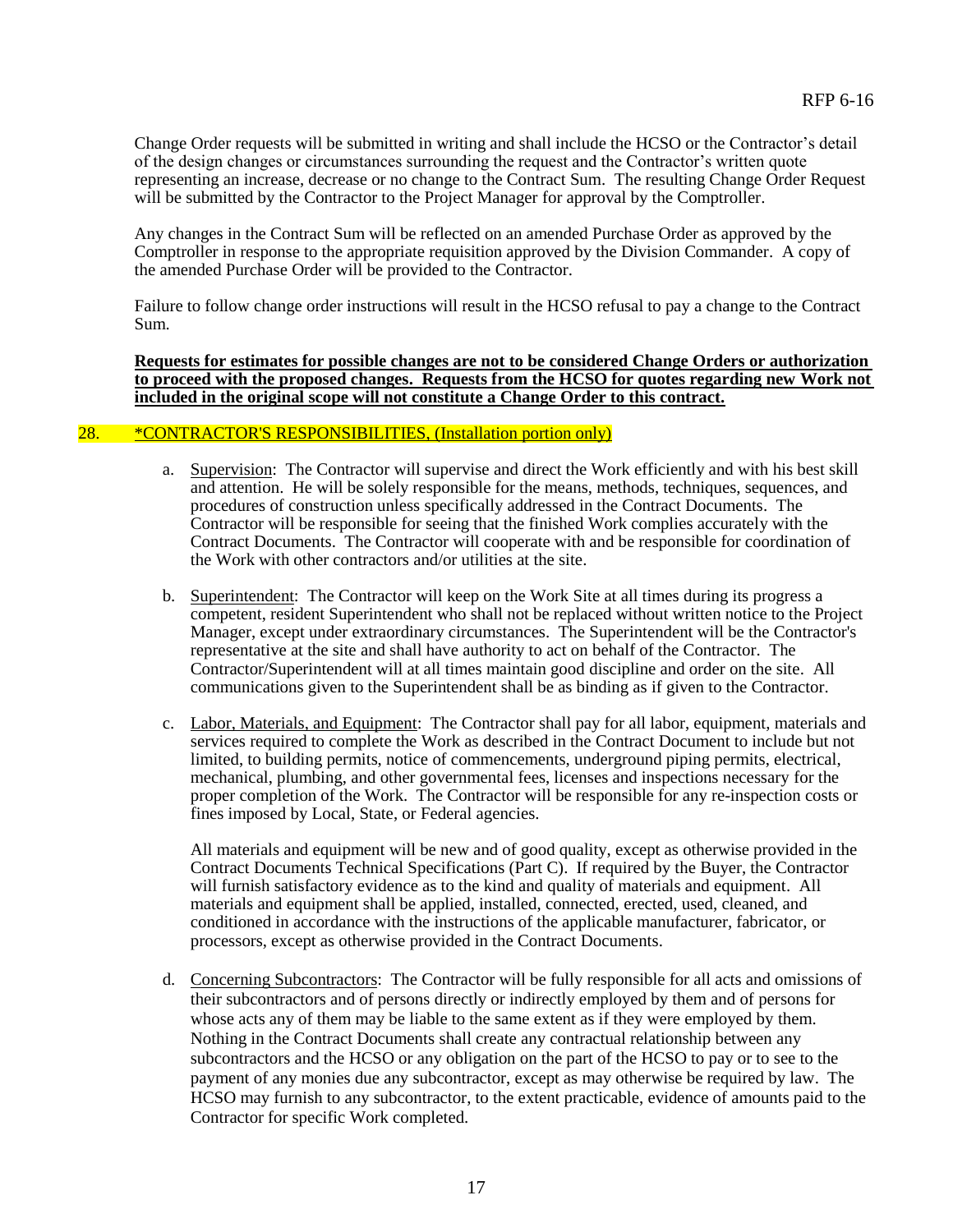Change Order requests will be submitted in writing and shall include the HCSO or the Contractor's detail of the design changes or circumstances surrounding the request and the Contractor's written quote representing an increase, decrease or no change to the Contract Sum. The resulting Change Order Request will be submitted by the Contractor to the Project Manager for approval by the Comptroller.

Any changes in the Contract Sum will be reflected on an amended Purchase Order as approved by the Comptroller in response to the appropriate requisition approved by the Division Commander. A copy of the amended Purchase Order will be provided to the Contractor.

Failure to follow change order instructions will result in the HCSO refusal to pay a change to the Contract Sum.

**Requests for estimates for possible changes are not to be considered Change Orders or authorization to proceed with the proposed changes. Requests from the HCSO for quotes regarding new Work not included in the original scope will not constitute a Change Order to this contract.**

## 28. *CONTRACTOR'S RESPONSIBILITIES, (Installation portion only)

a. Supervision: The Contractor will supervise and direct the Work efficiently and with his best skill and attention. He will be solely responsible for the means, methods, techniques, sequences, and procedures of construction unless specifically addressed in the Contract Documents. The Contractor will be responsible for seeing that the finished Work complies accurately with the Contract Documents. The Contractor will cooperate with and be responsible for coordination of the Work with other contractors and/or utilities at the site.

b. Superintendent: The Contractor will keep on the Work Site at all times during its progress a competent, resident Superintendent who shall not be replaced without written notice to the Project Manager, except under extraordinary circumstances. The Superintendent will be the Contractor's representative at the site and shall have authority to act on behalf of the Contractor. The Contractor/Superintendent will at all times maintain good discipline and order on the site. All communications given to the Superintendent shall be as binding as if given to the Contractor.

c. Labor, Materials, and Equipment: The Contractor shall pay for all labor, equipment, materials and services required to complete the Work as described in the Contract Document to include but not limited, to building permits, notice of commencements, underground piping permits, electrical, mechanical, plumbing, and other governmental fees, licenses and inspections necessary for the proper completion of the Work. The Contractor will be responsible for any re-inspection costs or fines imposed by Local, State, or Federal agencies.

   All materials and equipment will be new and of good quality, except as otherwise provided in the Contract Documents Technical Specifications (Part C). If required by the Buyer, the Contractor will furnish satisfactory evidence as to the kind and quality of materials and equipment. All materials and equipment shall be applied, installed, connected, erected, used, cleaned, and conditioned in accordance with the instructions of the applicable manufacturer, fabricator, or processors, except as otherwise provided in the Contract Documents.

d. Concerning Subcontractors: The Contractor will be fully responsible for all acts and omissions of their subcontractors and of persons directly or indirectly employed by them and of persons for whose acts any of them may be liable to the same extent as if they were employed by them. Nothing in the Contract Documents shall create any contractual relationship between any subcontractors and the HCSO or any obligation on the part of the HCSO to pay or to see to the payment of any monies due any subcontractor, except as may otherwise be required by law. The HCSO may furnish to any subcontractor, to the extent practicable, evidence of amounts paid to the Contractor for specific Work completed.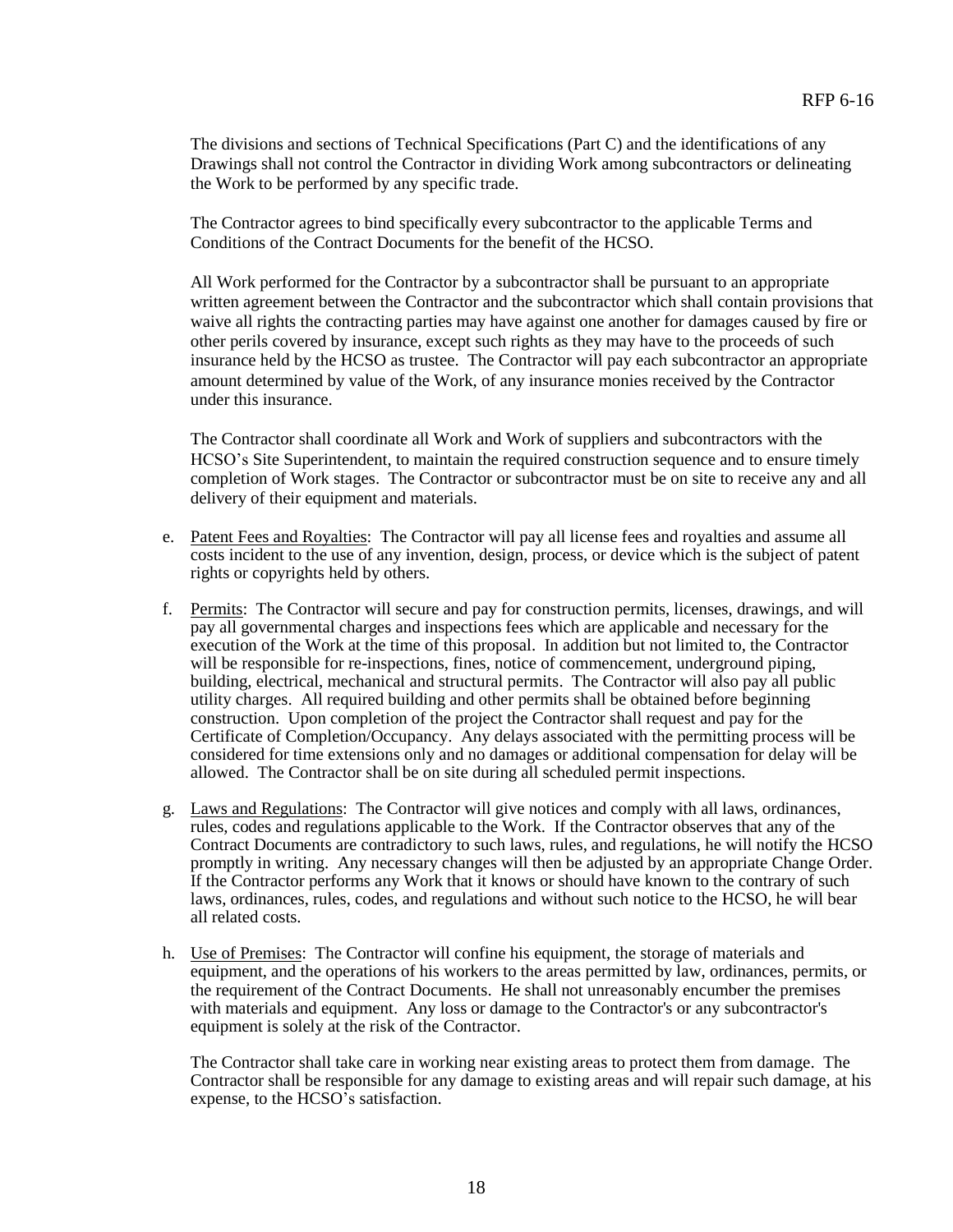The divisions and sections of Technical Specifications (Part C) and the identifications of any Drawings shall not control the Contractor in dividing Work among subcontractors or delineating the Work to be performed by any specific trade.

The Contractor agrees to bind specifically every subcontractor to the applicable Terms and Conditions of the Contract Documents for the benefit of the HCSO.

All Work performed for the Contractor by a subcontractor shall be pursuant to an appropriate written agreement between the Contractor and the subcontractor which shall contain provisions that waive all rights the contracting parties may have against one another for damages caused by fire or other perils covered by insurance, except such rights as they may have to the proceeds of such insurance held by the HCSO as trustee. The Contractor will pay each subcontractor an appropriate amount determined by value of the Work, of any insurance monies received by the Contractor under this insurance.

The Contractor shall coordinate all Work and Work of suppliers and subcontractors with the HCSO's Site Superintendent, to maintain the required construction sequence and to ensure timely completion of Work stages. The Contractor or subcontractor must be on site to receive any and all delivery of their equipment and materials.

e. Patent Fees and Royalties: The Contractor will pay all license fees and royalties and assume all costs incident to the use of any invention, design, process, or device which is the subject of patent rights or copyrights held by others.

f. Permits: The Contractor will secure and pay for construction permits, licenses, drawings, and will pay all governmental charges and inspections fees which are applicable and necessary for the execution of the Work at the time of this proposal. In addition but not limited to, the Contractor will be responsible for re-inspections, fines, notice of commencement, underground piping, building, electrical, mechanical and structural permits. The Contractor will also pay all public utility charges. All required building and other permits shall be obtained before beginning construction. Upon completion of the project the Contractor shall request and pay for the Certificate of Completion/Occupancy. Any delays associated with the permitting process will be considered for time extensions only and no damages or additional compensation for delay will be allowed. The Contractor shall be on site during all scheduled permit inspections.

g. Laws and Regulations: The Contractor will give notices and comply with all laws, ordinances, rules, codes and regulations applicable to the Work. If the Contractor observes that any of the Contract Documents are contradictory to such laws, rules, and regulations, he will notify the HCSO promptly in writing. Any necessary changes will then be adjusted by an appropriate Change Order. If the Contractor performs any Work that it knows or should have known to the contrary of such laws, ordinances, rules, codes, and regulations and without such notice to the HCSO, he will bear all related costs.

h. Use of Premises: The Contractor will confine his equipment, the storage of materials and equipment, and the operations of his workers to the areas permitted by law, ordinances, permits, or the requirement of the Contract Documents. He shall not unreasonably encumber the premises with materials and equipment. Any loss or damage to the Contractor's or any subcontractor's equipment is solely at the risk of the Contractor.

The Contractor shall take care in working near existing areas to protect them from damage. The Contractor shall be responsible for any damage to existing areas and will repair such damage, at his expense, to the HCSO's satisfaction.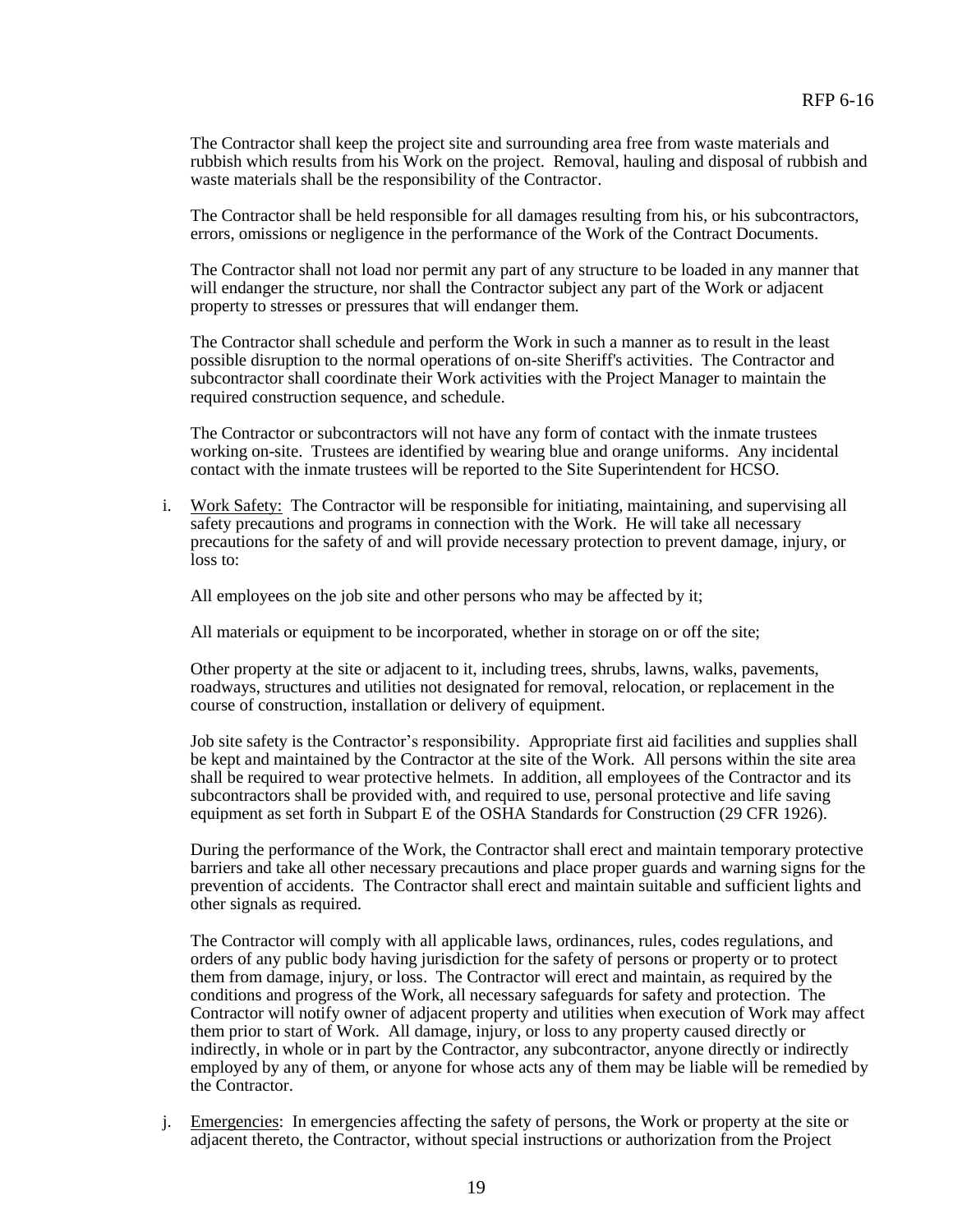The Contractor shall keep the project site and surrounding area free from waste materials and rubbish which results from his Work on the project. Removal, hauling and disposal of rubbish and waste materials shall be the responsibility of the Contractor.

The Contractor shall be held responsible for all damages resulting from his, or his subcontractors, errors, omissions or negligence in the performance of the Work of the Contract Documents.

The Contractor shall not load nor permit any part of any structure to be loaded in any manner that will endanger the structure, nor shall the Contractor subject any part of the Work or adjacent property to stresses or pressures that will endanger them.

The Contractor shall schedule and perform the Work in such a manner as to result in the least possible disruption to the normal operations of on-site Sheriff's activities. The Contractor and subcontractor shall coordinate their Work activities with the Project Manager to maintain the required construction sequence, and schedule.

The Contractor or subcontractors will not have any form of contact with the inmate trustees working on-site. Trustees are identified by wearing blue and orange uniforms. Any incidental contact with the inmate trustees will be reported to the Site Superintendent for HCSO.

i. Work Safety: The Contractor will be responsible for initiating, maintaining, and supervising all safety precautions and programs in connection with the Work. He will take all necessary precautions for the safety of and will provide necessary protection to prevent damage, injury, or loss to:

All employees on the job site and other persons who may be affected by it;

All materials or equipment to be incorporated, whether in storage on or off the site;

Other property at the site or adjacent to it, including trees, shrubs, lawns, walks, pavements, roadways, structures and utilities not designated for removal, relocation, or replacement in the course of construction, installation or delivery of equipment.

Job site safety is the Contractor's responsibility. Appropriate first aid facilities and supplies shall be kept and maintained by the Contractor at the site of the Work. All persons within the site area shall be required to wear protective helmets. In addition, all employees of the Contractor and its subcontractors shall be provided with, and required to use, personal protective and life saving equipment as set forth in Subpart E of the OSHA Standards for Construction (29 CFR 1926).

During the performance of the Work, the Contractor shall erect and maintain temporary protective barriers and take all other necessary precautions and place proper guards and warning signs for the prevention of accidents. The Contractor shall erect and maintain suitable and sufficient lights and other signals as required.

The Contractor will comply with all applicable laws, ordinances, rules, codes regulations, and orders of any public body having jurisdiction for the safety of persons or property or to protect them from damage, injury, or loss. The Contractor will erect and maintain, as required by the conditions and progress of the Work, all necessary safeguards for safety and protection. The Contractor will notify owner of adjacent property and utilities when execution of Work may affect them prior to start of Work. All damage, injury, or loss to any property caused directly or indirectly, in whole or in part by the Contractor, any subcontractor, anyone directly or indirectly employed by any of them, or anyone for whose acts any of them may be liable will be remedied by the Contractor.

j. Emergencies: In emergencies affecting the safety of persons, the Work or property at the site or adjacent thereto, the Contractor, without special instructions or authorization from the Project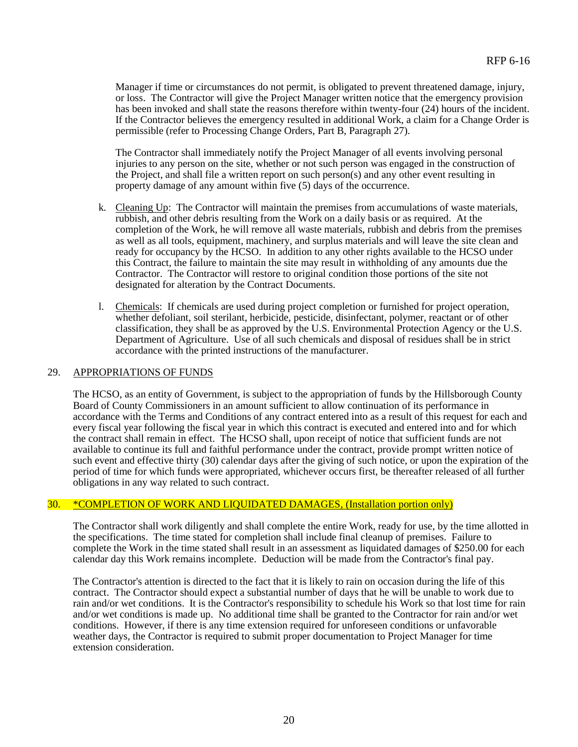Manager if time or circumstances do not permit, is obligated to prevent threatened damage, injury, or loss. The Contractor will give the Project Manager written notice that the emergency provision has been invoked and shall state the reasons therefore within twenty-four (24) hours of the incident. If the Contractor believes the emergency resulted in additional Work, a claim for a Change Order is permissible (refer to Processing Change Orders, Part B, Paragraph 27).

The Contractor shall immediately notify the Project Manager of all events involving personal injuries to any person on the site, whether or not such person was engaged in the construction of the Project, and shall file a written report on such person(s) and any other event resulting in property damage of any amount within five (5) days of the occurrence.

k. Cleaning Up: The Contractor will maintain the premises from accumulations of waste materials, rubbish, and other debris resulting from the Work on a daily basis or as required. At the completion of the Work, he will remove all waste materials, rubbish and debris from the premises as well as all tools, equipment, machinery, and surplus materials and will leave the site clean and ready for occupancy by the HCSO. In addition to any other rights available to the HCSO under this Contract, the failure to maintain the site may result in withholding of any amounts due the Contractor. The Contractor will restore to original condition those portions of the site not designated for alteration by the Contract Documents.

l. Chemicals: If chemicals are used during project completion or furnished for project operation, whether defoliant, soil sterilant, herbicide, pesticide, disinfectant, polymer, reactant or of other classification, they shall be as approved by the U.S. Environmental Protection Agency or the U.S. Department of Agriculture. Use of all such chemicals and disposal of residues shall be in strict accordance with the printed instructions of the manufacturer.

## 29. APPROPRIATIONS OF FUNDS

The HCSO, as an entity of Government, is subject to the appropriation of funds by the Hillsborough County Board of County Commissioners in an amount sufficient to allow continuation of its performance in accordance with the Terms and Conditions of any contract entered into as a result of this request for each and every fiscal year following the fiscal year in which this contract is executed and entered into and for which the contract shall remain in effect. The HCSO shall, upon receipt of notice that sufficient funds are not available to continue its full and faithful performance under the contract, provide prompt written notice of such event and effective thirty (30) calendar days after the giving of such notice, or upon the expiration of the period of time for which funds were appropriated, whichever occurs first, be thereafter released of all further obligations in any way related to such contract.

## 30. *COMPLETION OF WORK AND LIQUIDATED DAMAGES, (Installation portion only)

The Contractor shall work diligently and shall complete the entire Work, ready for use, by the time allotted in the specifications. The time stated for completion shall include final cleanup of premises. Failure to complete the Work in the time stated shall result in an assessment as liquidated damages of $250.00 for each calendar day this Work remains incomplete. Deduction will be made from the Contractor's final pay.

The Contractor's attention is directed to the fact that it is likely to rain on occasion during the life of this contract. The Contractor should expect a substantial number of days that he will be unable to work due to rain and/or wet conditions. It is the Contractor's responsibility to schedule his Work so that lost time for rain and/or wet conditions is made up. No additional time shall be granted to the Contractor for rain and/or wet conditions. However, if there is any time extension required for unforeseen conditions or unfavorable weather days, the Contractor is required to submit proper documentation to Project Manager for time extension consideration.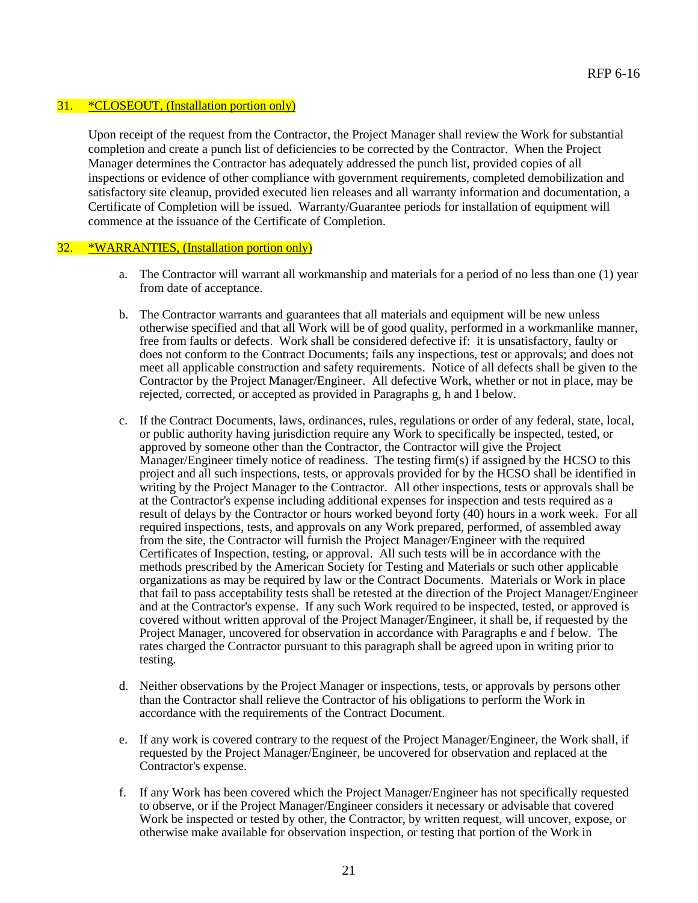## 31. *CLOSEOUT, (Installation portion only)

Upon receipt of the request from the Contractor, the Project Manager shall review the Work for substantial completion and create a punch list of deficiencies to be corrected by the Contractor. When the Project Manager determines the Contractor has adequately addressed the punch list, provided copies of all inspections or evidence of other compliance with government requirements, completed demobilization and satisfactory site cleanup, provided executed lien releases and all warranty information and documentation, a Certificate of Completion will be issued. Warranty/Guarantee periods for installation of equipment will commence at the issuance of the Certificate of Completion.

## 32. *WARRANTIES, (Installation portion only)

a. The Contractor will warrant all workmanship and materials for a period of no less than one (1) year from date of acceptance.

b. The Contractor warrants and guarantees that all materials and equipment will be new unless otherwise specified and that all Work will be of good quality, performed in a workmanlike manner, free from faults or defects. Work shall be considered defective if: it is unsatisfactory, faulty or does not conform to the Contract Documents; fails any inspections, test or approvals; and does not meet all applicable construction and safety requirements. Notice of all defects shall be given to the Contractor by the Project Manager/Engineer. All defective Work, whether or not in place, may be rejected, corrected, or accepted as provided in Paragraphs g, h and I below.

c. If the Contract Documents, laws, ordinances, rules, regulations or order of any federal, state, local, or public authority having jurisdiction require any Work to specifically be inspected, tested, or approved by someone other than the Contractor, the Contractor will give the Project Manager/Engineer timely notice of readiness. The testing firm(s) if assigned by the HCSO to this project and all such inspections, tests, or approvals provided for by the HCSO shall be identified in writing by the Project Manager to the Contractor. All other inspections, tests or approvals shall be at the Contractor's expense including additional expenses for inspection and tests required as a result of delays by the Contractor or hours worked beyond forty (40) hours in a work week. For all required inspections, tests, and approvals on any Work prepared, performed, of assembled away from the site, the Contractor will furnish the Project Manager/Engineer with the required Certificates of Inspection, testing, or approval. All such tests will be in accordance with the methods prescribed by the American Society for Testing and Materials or such other applicable organizations as may be required by law or the Contract Documents. Materials or Work in place that fail to pass acceptability tests shall be retested at the direction of the Project Manager/Engineer and at the Contractor's expense. If any such Work required to be inspected, tested, or approved is covered without written approval of the Project Manager/Engineer, it shall be, if requested by the Project Manager, uncovered for observation in accordance with Paragraphs e and f below. The rates charged the Contractor pursuant to this paragraph shall be agreed upon in writing prior to testing.

d. Neither observations by the Project Manager or inspections, tests, or approvals by persons other than the Contractor shall relieve the Contractor of his obligations to perform the Work in accordance with the requirements of the Contract Document.

e. If any work is covered contrary to the request of the Project Manager/Engineer, the Work shall, if requested by the Project Manager/Engineer, be uncovered for observation and replaced at the Contractor's expense.

f. If any Work has been covered which the Project Manager/Engineer has not specifically requested to observe, or if the Project Manager/Engineer considers it necessary or advisable that covered Work be inspected or tested by other, the Contractor, by written request, will uncover, expose, or otherwise make available for observation inspection, or testing that portion of the Work in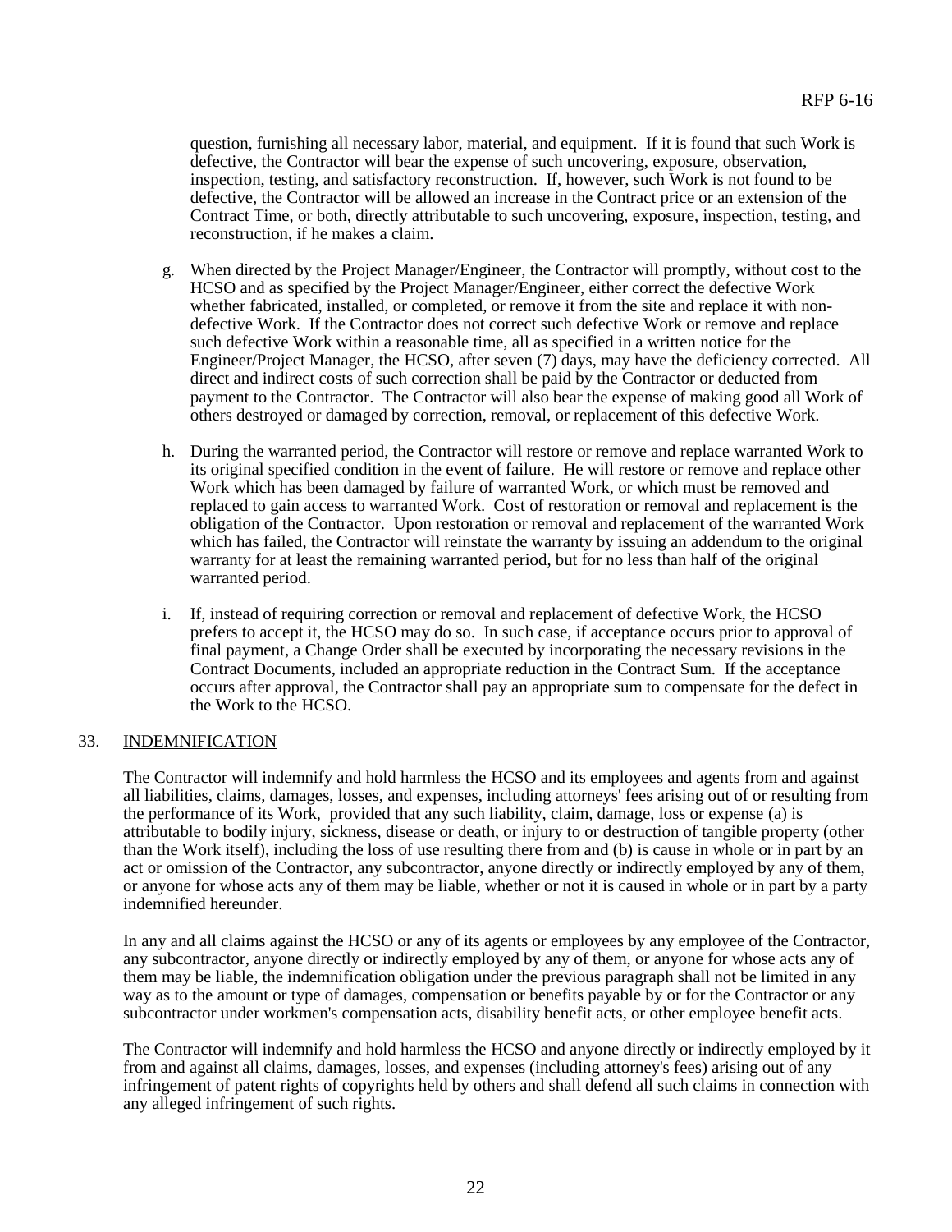question, furnishing all necessary labor, material, and equipment. If it is found that such Work is defective, the Contractor will bear the expense of such uncovering, exposure, observation, inspection, testing, and satisfactory reconstruction. If, however, such Work is not found to be defective, the Contractor will be allowed an increase in the Contract price or an extension of the Contract Time, or both, directly attributable to such uncovering, exposure, inspection, testing, and reconstruction, if he makes a claim.

g. When directed by the Project Manager/Engineer, the Contractor will promptly, without cost to the HCSO and as specified by the Project Manager/Engineer, either correct the defective Work whether fabricated, installed, or completed, or remove it from the site and replace it with non-defective Work. If the Contractor does not correct such defective Work or remove and replace such defective Work within a reasonable time, all as specified in a written notice for the Engineer/Project Manager, the HCSO, after seven (7) days, may have the deficiency corrected. All direct and indirect costs of such correction shall be paid by the Contractor or deducted from payment to the Contractor. The Contractor will also bear the expense of making good all Work of others destroyed or damaged by correction, removal, or replacement of this defective Work.

h. During the warranted period, the Contractor will restore or remove and replace warranted Work to its original specified condition in the event of failure. He will restore or remove and replace other Work which has been damaged by failure of warranted Work, or which must be removed and replaced to gain access to warranted Work. Cost of restoration or removal and replacement is the obligation of the Contractor. Upon restoration or removal and replacement of the warranted Work which has failed, the Contractor will reinstate the warranty by issuing an addendum to the original warranty for at least the remaining warranted period, but for no less than half of the original warranted period.

i. If, instead of requiring correction or removal and replacement of defective Work, the HCSO prefers to accept it, the HCSO may do so. In such case, if acceptance occurs prior to approval of final payment, a Change Order shall be executed by incorporating the necessary revisions in the Contract Documents, included an appropriate reduction in the Contract Sum. If the acceptance occurs after approval, the Contractor shall pay an appropriate sum to compensate for the defect in the Work to the HCSO.

## 33. INDEMNIFICATION

The Contractor will indemnify and hold harmless the HCSO and its employees and agents from and against all liabilities, claims, damages, losses, and expenses, including attorneys' fees arising out of or resulting from the performance of its Work, provided that any such liability, claim, damage, loss or expense (a) is attributable to bodily injury, sickness, disease or death, or injury to or destruction of tangible property (other than the Work itself), including the loss of use resulting there from and (b) is cause in whole or in part by an act or omission of the Contractor, any subcontractor, anyone directly or indirectly employed by any of them, or anyone for whose acts any of them may be liable, whether or not it is caused in whole or in part by a party indemnified hereunder.

In any and all claims against the HCSO or any of its agents or employees by any employee of the Contractor, any subcontractor, anyone directly or indirectly employed by any of them, or anyone for whose acts any of them may be liable, the indemnification obligation under the previous paragraph shall not be limited in any way as to the amount or type of damages, compensation or benefits payable by or for the Contractor or any subcontractor under workmen's compensation acts, disability benefit acts, or other employee benefit acts.

The Contractor will indemnify and hold harmless the HCSO and anyone directly or indirectly employed by it from and against all claims, damages, losses, and expenses (including attorney's fees) arising out of any infringement of patent rights of copyrights held by others and shall defend all such claims in connection with any alleged infringement of such rights.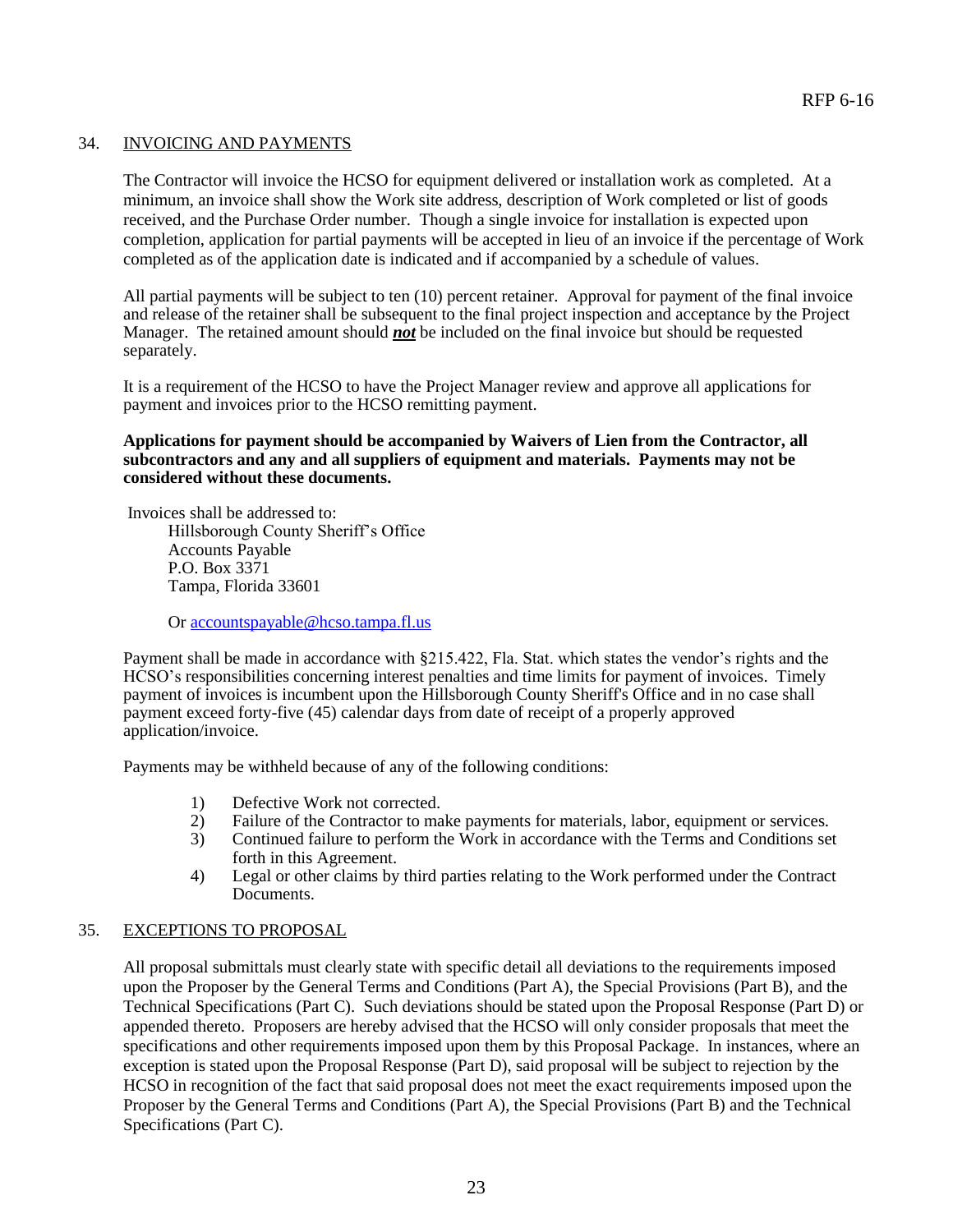## 34. INVOICING AND PAYMENTS

The Contractor will invoice the HCSO for equipment delivered or installation work as completed. At a minimum, an invoice shall show the Work site address, description of Work completed or list of goods received, and the Purchase Order number. Though a single invoice for installation is expected upon completion, application for partial payments will be accepted in lieu of an invoice if the percentage of Work completed as of the application date is indicated and if accompanied by a schedule of values.

All partial payments will be subject to ten (10) percent retainer. Approval for payment of the final invoice and release of the retainer shall be subsequent to the final project inspection and acceptance by the Project Manager. The retained amount should ***not*** be included on the final invoice but should be requested separately.

It is a requirement of the HCSO to have the Project Manager review and approve all applications for payment and invoices prior to the HCSO remitting payment.

**Applications for payment should be accompanied by Waivers of Lien from the Contractor, all subcontractors and any and all suppliers of equipment and materials. Payments may not be considered without these documents.**

Invoices shall be addressed to:

Hillsborough County Sheriff's Office
Accounts Payable
P.O. Box 3371
Tampa, Florida 33601

Or accountspayable@hcso.tampa.fl.us

Payment shall be made in accordance with §215.422, Fla. Stat. which states the vendor's rights and the HCSO's responsibilities concerning interest penalties and time limits for payment of invoices. Timely payment of invoices is incumbent upon the Hillsborough County Sheriff's Office and in no case shall payment exceed forty-five (45) calendar days from date of receipt of a properly approved application/invoice.

Payments may be withheld because of any of the following conditions:

1) Defective Work not corrected.
2) Failure of the Contractor to make payments for materials, labor, equipment or services.
3) Continued failure to perform the Work in accordance with the Terms and Conditions set forth in this Agreement.
4) Legal or other claims by third parties relating to the Work performed under the Contract Documents.

## 35. EXCEPTIONS TO PROPOSAL

All proposal submittals must clearly state with specific detail all deviations to the requirements imposed upon the Proposer by the General Terms and Conditions (Part A), the Special Provisions (Part B), and the Technical Specifications (Part C). Such deviations should be stated upon the Proposal Response (Part D) or appended thereto. Proposers are hereby advised that the HCSO will only consider proposals that meet the specifications and other requirements imposed upon them by this Proposal Package. In instances, where an exception is stated upon the Proposal Response (Part D), said proposal will be subject to rejection by the HCSO in recognition of the fact that said proposal does not meet the exact requirements imposed upon the Proposer by the General Terms and Conditions (Part A), the Special Provisions (Part B) and the Technical Specifications (Part C).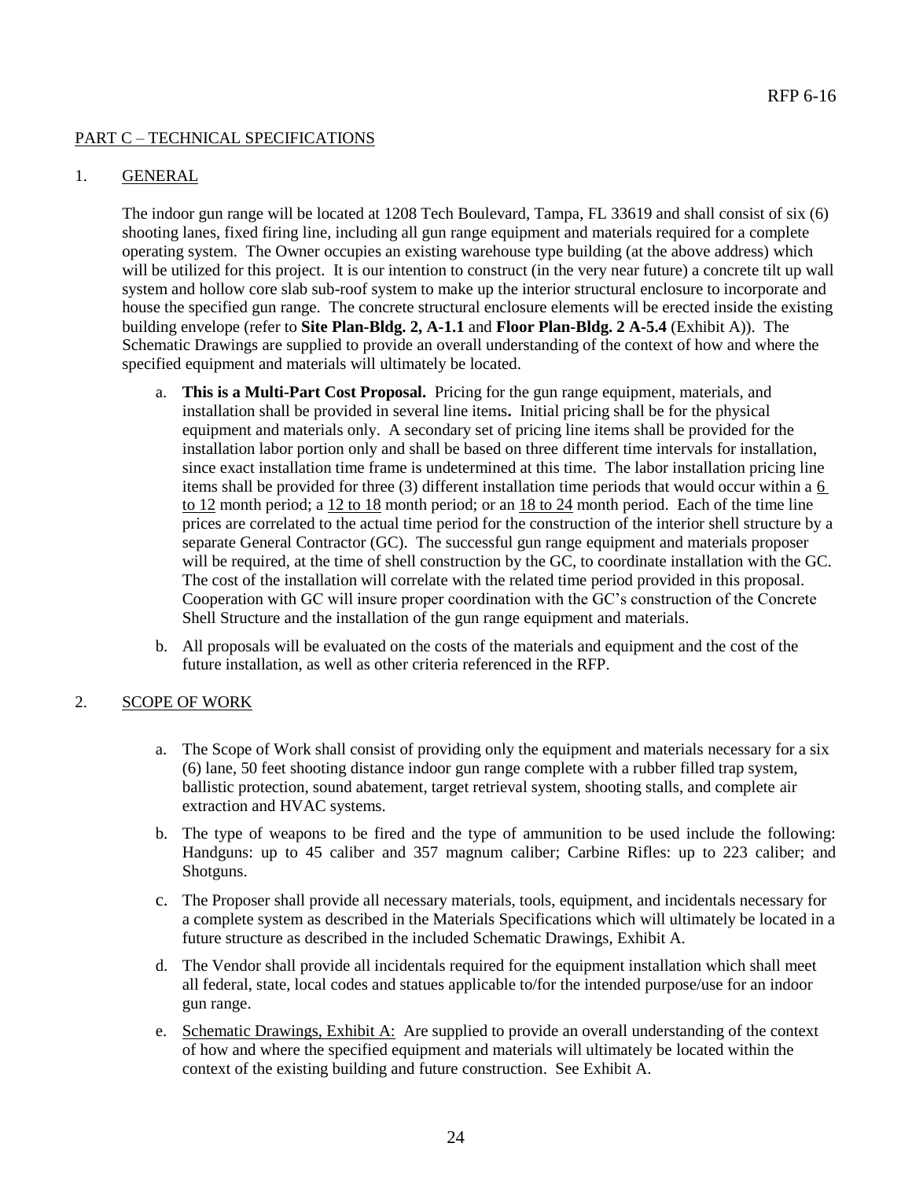## PART C – TECHNICAL SPECIFICATIONS

1. GENERAL

The indoor gun range will be located at 1208 Tech Boulevard, Tampa, FL 33619 and shall consist of six (6) shooting lanes, fixed firing line, including all gun range equipment and materials required for a complete operating system. The Owner occupies an existing warehouse type building (at the above address) which will be utilized for this project. It is our intention to construct (in the very near future) a concrete tilt up wall system and hollow core slab sub-roof system to make up the interior structural enclosure to incorporate and house the specified gun range. The concrete structural enclosure elements will be erected inside the existing building envelope (refer to **Site Plan-Bldg. 2, A-1.1** and **Floor Plan-Bldg. 2 A-5.4** (Exhibit A)). The Schematic Drawings are supplied to provide an overall understanding of the context of how and where the specified equipment and materials will ultimately be located.

a. **This is a Multi-Part Cost Proposal.** Pricing for the gun range equipment, materials, and installation shall be provided in several line items**.** Initial pricing shall be for the physical equipment and materials only. A secondary set of pricing line items shall be provided for the installation labor portion only and shall be based on three different time intervals for installation, since exact installation time frame is undetermined at this time. The labor installation pricing line items shall be provided for three (3) different installation time periods that would occur within a 6 to 12 month period; a 12 to 18 month period; or an 18 to 24 month period. Each of the time line prices are correlated to the actual time period for the construction of the interior shell structure by a separate General Contractor (GC). The successful gun range equipment and materials proposer will be required, at the time of shell construction by the GC, to coordinate installation with the GC. The cost of the installation will correlate with the related time period provided in this proposal. Cooperation with GC will insure proper coordination with the GC's construction of the Concrete Shell Structure and the installation of the gun range equipment and materials.

b. All proposals will be evaluated on the costs of the materials and equipment and the cost of the future installation, as well as other criteria referenced in the RFP.

2. SCOPE OF WORK

a. The Scope of Work shall consist of providing only the equipment and materials necessary for a six (6) lane, 50 feet shooting distance indoor gun range complete with a rubber filled trap system, ballistic protection, sound abatement, target retrieval system, shooting stalls, and complete air extraction and HVAC systems.

b. The type of weapons to be fired and the type of ammunition to be used include the following: Handguns: up to 45 caliber and 357 magnum caliber; Carbine Rifles: up to 223 caliber; and Shotguns.

c. The Proposer shall provide all necessary materials, tools, equipment, and incidentals necessary for a complete system as described in the Materials Specifications which will ultimately be located in a future structure as described in the included Schematic Drawings, Exhibit A.

d. The Vendor shall provide all incidentals required for the equipment installation which shall meet all federal, state, local codes and statues applicable to/for the intended purpose/use for an indoor gun range.

e. Schematic Drawings, Exhibit A: Are supplied to provide an overall understanding of the context of how and where the specified equipment and materials will ultimately be located within the context of the existing building and future construction. See Exhibit A.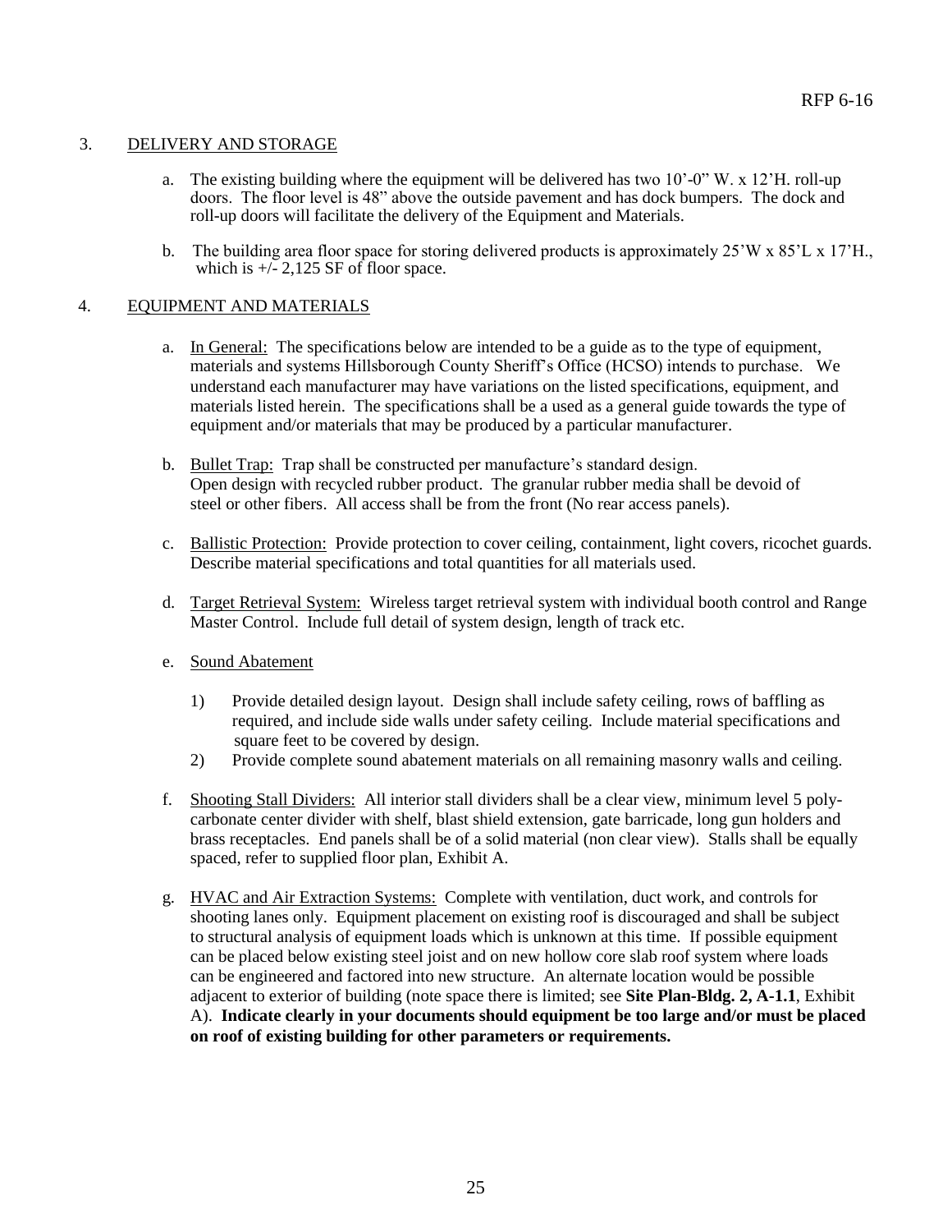## 3. DELIVERY AND STORAGE

a. The existing building where the equipment will be delivered has two 10'-0" W. x 12'H. roll-up doors. The floor level is 48" above the outside pavement and has dock bumpers. The dock and roll-up doors will facilitate the delivery of the Equipment and Materials.

b. The building area floor space for storing delivered products is approximately 25'W x 85'L x 17'H., which is +/- 2,125 SF of floor space.

## 4. EQUIPMENT AND MATERIALS

a. In General: The specifications below are intended to be a guide as to the type of equipment, materials and systems Hillsborough County Sheriff's Office (HCSO) intends to purchase. We understand each manufacturer may have variations on the listed specifications, equipment, and materials listed herein. The specifications shall be a used as a general guide towards the type of equipment and/or materials that may be produced by a particular manufacturer.

b. Bullet Trap: Trap shall be constructed per manufacture's standard design. Open design with recycled rubber product. The granular rubber media shall be devoid of steel or other fibers. All access shall be from the front (No rear access panels).

c. Ballistic Protection: Provide protection to cover ceiling, containment, light covers, ricochet guards. Describe material specifications and total quantities for all materials used.

d. Target Retrieval System: Wireless target retrieval system with individual booth control and Range Master Control. Include full detail of system design, length of track etc.

e. Sound Abatement

1) Provide detailed design layout. Design shall include safety ceiling, rows of baffling as required, and include side walls under safety ceiling. Include material specifications and square feet to be covered by design.
2) Provide complete sound abatement materials on all remaining masonry walls and ceiling.

f. Shooting Stall Dividers: All interior stall dividers shall be a clear view, minimum level 5 poly-carbonate center divider with shelf, blast shield extension, gate barricade, long gun holders and brass receptacles. End panels shall be of a solid material (non clear view). Stalls shall be equally spaced, refer to supplied floor plan, Exhibit A.

g. HVAC and Air Extraction Systems: Complete with ventilation, duct work, and controls for shooting lanes only. Equipment placement on existing roof is discouraged and shall be subject to structural analysis of equipment loads which is unknown at this time. If possible equipment can be placed below existing steel joist and on new hollow core slab roof system where loads can be engineered and factored into new structure. An alternate location would be possible adjacent to exterior of building (note space there is limited; see **Site Plan-Bldg. 2, A-1.1**, Exhibit A). **Indicate clearly in your documents should equipment be too large and/or must be placed on roof of existing building for other parameters or requirements.**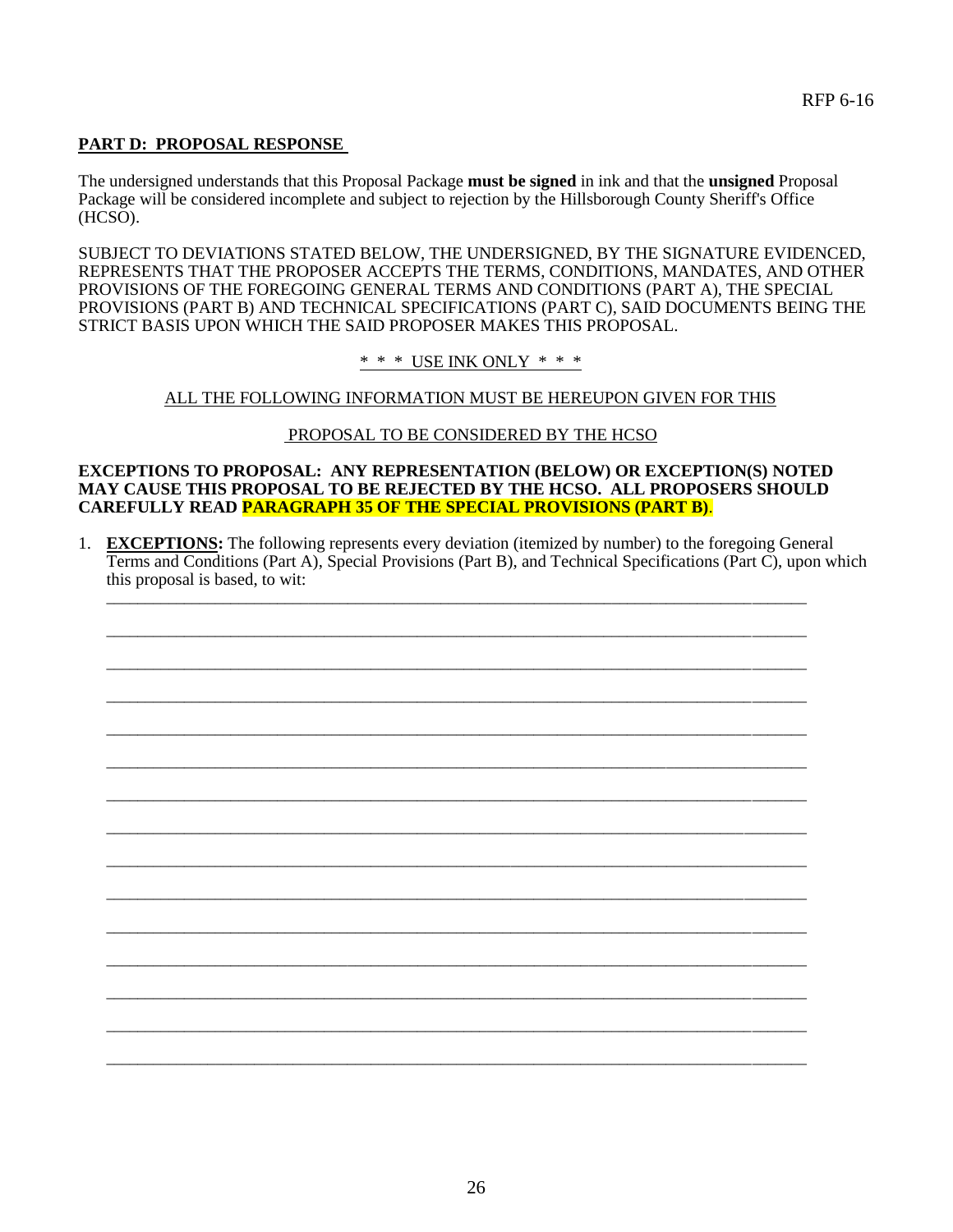## PART D: PROPOSAL RESPONSE

The undersigned understands that this Proposal Package **must be signed** in ink and that the **unsigned** Proposal Package will be considered incomplete and subject to rejection by the Hillsborough County Sheriff's Office (HCSO).

SUBJECT TO DEVIATIONS STATED BELOW, THE UNDERSIGNED, BY THE SIGNATURE EVIDENCED, REPRESENTS THAT THE PROPOSER ACCEPTS THE TERMS, CONDITIONS, MANDATES, AND OTHER PROVISIONS OF THE FOREGOING GENERAL TERMS AND CONDITIONS (PART A), THE SPECIAL PROVISIONS (PART B) AND TECHNICAL SPECIFICATIONS (PART C), SAID DOCUMENTS BEING THE STRICT BASIS UPON WHICH THE SAID PROPOSER MAKES THIS PROPOSAL.

\* \* \* USE INK ONLY \* \* \*

ALL THE FOLLOWING INFORMATION MUST BE HEREUPON GIVEN FOR THIS

PROPOSAL TO BE CONSIDERED BY THE HCSO

**EXCEPTIONS TO PROPOSAL: ANY REPRESENTATION (BELOW) OR EXCEPTION(S) NOTED MAY CAUSE THIS PROPOSAL TO BE REJECTED BY THE HCSO. ALL PROPOSERS SHOULD CAREFULLY READ PARAGRAPH 35 OF THE SPECIAL PROVISIONS (PART B).**

1. **EXCEPTIONS:** The following represents every deviation (itemized by number) to the foregoing General Terms and Conditions (Part A), Special Provisions (Part B), and Technical Specifications (Part C), upon which this proposal is based, to wit:

_______________________________________________________________________________

_______________________________________________________________________________

_______________________________________________________________________________

_______________________________________________________________________________

_______________________________________________________________________________

_______________________________________________________________________________

_______________________________________________________________________________

_______________________________________________________________________________

_______________________________________________________________________________

_______________________________________________________________________________

_______________________________________________________________________________

_______________________________________________________________________________

_______________________________________________________________________________

_______________________________________________________________________________

_______________________________________________________________________________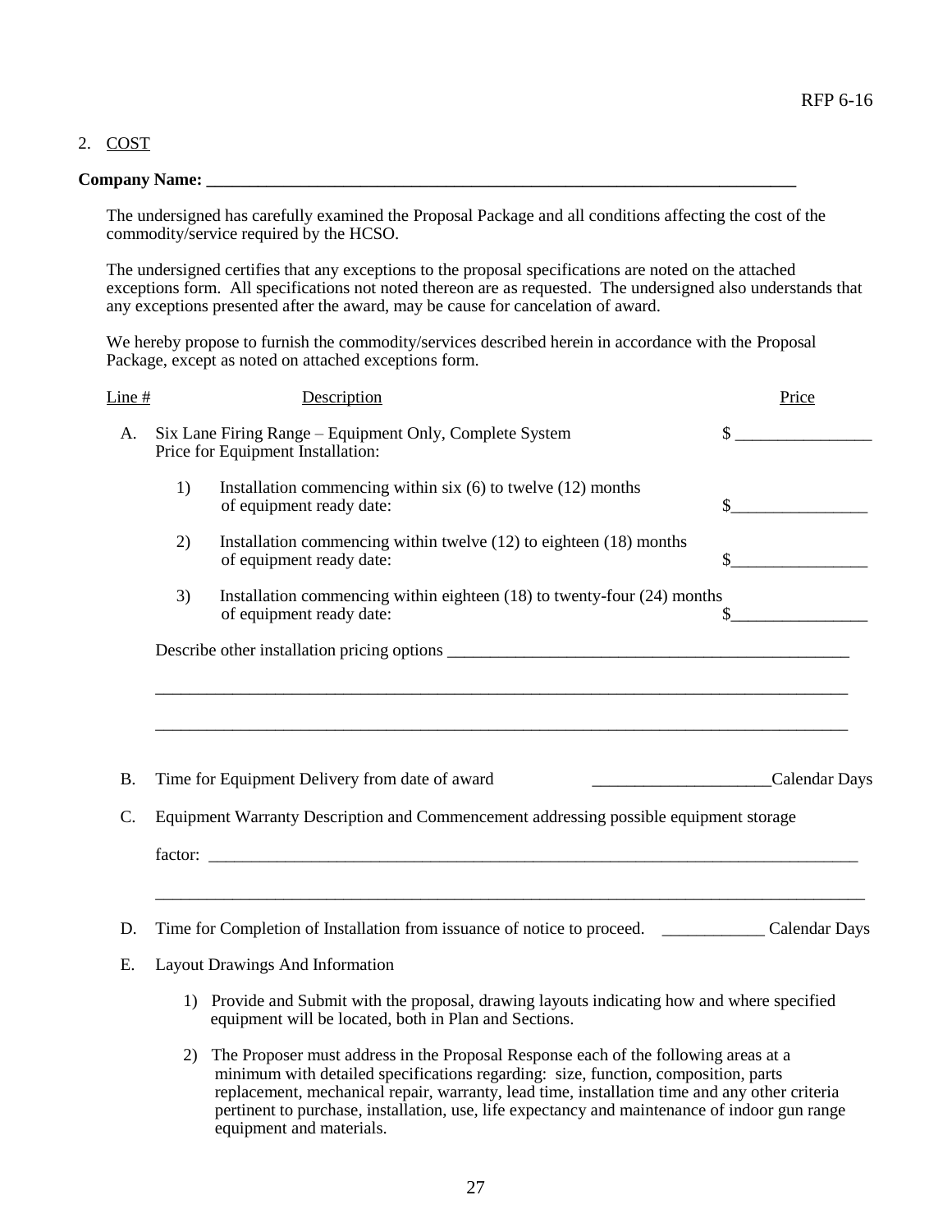2. COST

**Company Name: ___________________________________________________________________________**

The undersigned has carefully examined the Proposal Package and all conditions affecting the cost of the commodity/service required by the HCSO.

The undersigned certifies that any exceptions to the proposal specifications are noted on the attached exceptions form. All specifications not noted thereon are as requested. The undersigned also understands that any exceptions presented after the award, may be cause for cancelation of award.

We hereby propose to furnish the commodity/services described herein in accordance with the Proposal Package, except as noted on attached exceptions form.

| Line # | Description | Price |
|---|---|---|
| A. | Six Lane Firing Range – Equipment Only, Complete System<br>Price for Equipment Installation: | $ ________________ |
| | 1) Installation commencing within six (6) to twelve (12) months of equipment ready date: | $________________ |
| | 2) Installation commencing within twelve (12) to eighteen (18) months of equipment ready date: | $________________ |
| | 3) Installation commencing within eighteen (18) to twenty-four (24) months of equipment ready date: | $________________ |

Describe other installation pricing options _________________________________________________

_____________________________________________________________________________________

_____________________________________________________________________________________

B. Time for Equipment Delivery from date of award _____________________Calendar Days

C. Equipment Warranty Description and Commencement addressing possible equipment storage factor: _________________________________________________________________________________

_____________________________________________________________________________________

D. Time for Completion of Installation from issuance of notice to proceed. ____________ Calendar Days

E. Layout Drawings And Information

1) Provide and Submit with the proposal, drawing layouts indicating how and where specified equipment will be located, both in Plan and Sections.

2) The Proposer must address in the Proposal Response each of the following areas at a minimum with detailed specifications regarding: size, function, composition, parts replacement, mechanical repair, warranty, lead time, installation time and any other criteria pertinent to purchase, installation, use, life expectancy and maintenance of indoor gun range equipment and materials.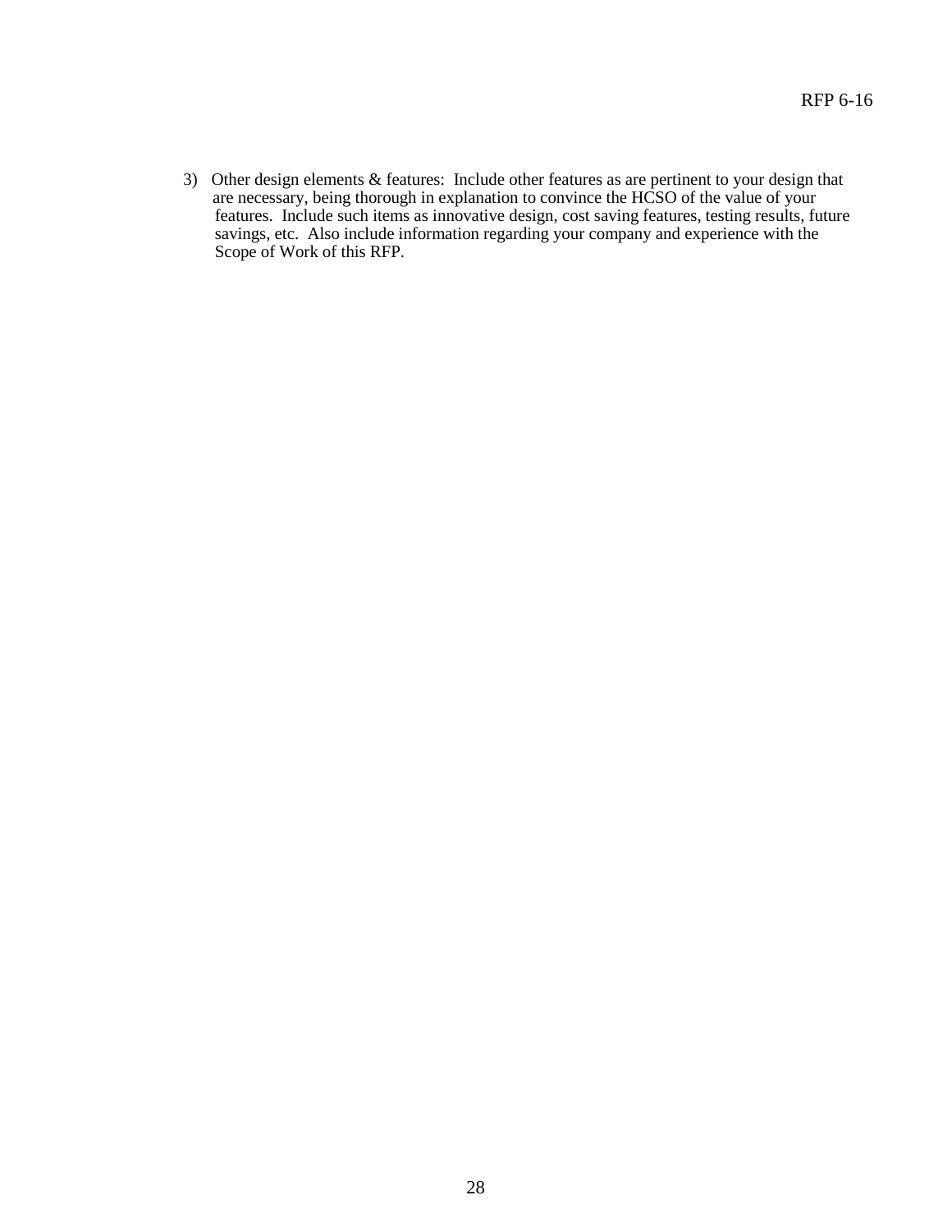3) Other design elements & features: Include other features as are pertinent to your design that are necessary, being thorough in explanation to convince the HCSO of the value of your features. Include such items as innovative design, cost saving features, testing results, future savings, etc. Also include information regarding your company and experience with the Scope of Work of this RFP.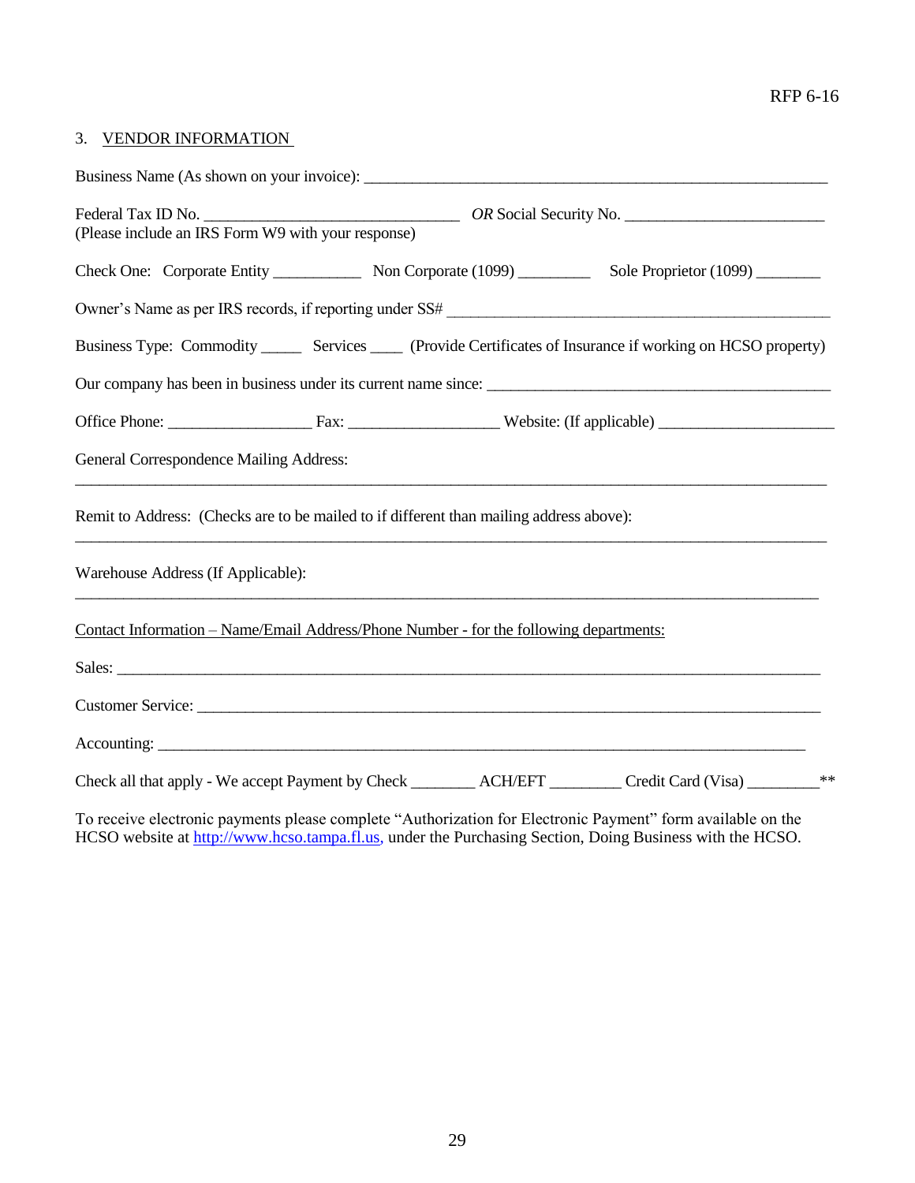## 3. VENDOR INFORMATION

Business Name (As shown on your invoice): ______________________________________________________

Federal Tax ID No. _______________________________ *OR* Social Security No. ________________________
(Please include an IRS Form W9 with your response)

Check One: Corporate Entity ___________ Non Corporate (1099) _________ Sole Proprietor (1099) ________

Owner's Name as per IRS records, if reporting under SS# ______________________________________________

Business Type: Commodity _____ Services ____ (Provide Certificates of Insurance if working on HCSO property)

Our company has been in business under its current name since: __________________________________________

Office Phone: _________________ Fax: __________________ Website: (If applicable) _____________________

General Correspondence Mailing Address:

_____________________________________________________________________________________________

Remit to Address: (Checks are to be mailed to if different than mailing address above):

_____________________________________________________________________________________________

Warehouse Address (If Applicable):

_____________________________________________________________________________________________

Contact Information – Name/Email Address/Phone Number - for the following departments:

Sales: _______________________________________________________________________________________

Customer Service: _____________________________________________________________________________

Accounting: __________________________________________________________________________________

Check all that apply - We accept Payment by Check ________ ACH/EFT ________ Credit Card (Visa) _________**

To receive electronic payments please complete "Authorization for Electronic Payment" form available on the HCSO website at http://www.hcso.tampa.fl.us, under the Purchasing Section, Doing Business with the HCSO.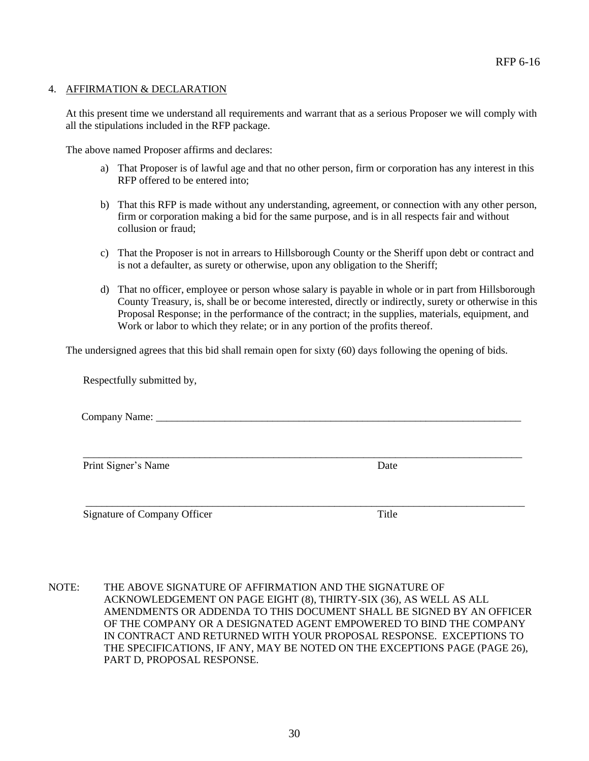## 4. AFFIRMATION & DECLARATION

At this present time we understand all requirements and warrant that as a serious Proposer we will comply with all the stipulations included in the RFP package.

The above named Proposer affirms and declares:

a) That Proposer is of lawful age and that no other person, firm or corporation has any interest in this RFP offered to be entered into;

b) That this RFP is made without any understanding, agreement, or connection with any other person, firm or corporation making a bid for the same purpose, and is in all respects fair and without collusion or fraud;

c) That the Proposer is not in arrears to Hillsborough County or the Sheriff upon debt or contract and is not a defaulter, as surety or otherwise, upon any obligation to the Sheriff;

d) That no officer, employee or person whose salary is payable in whole or in part from Hillsborough County Treasury, is, shall be or become interested, directly or indirectly, surety or otherwise in this Proposal Response; in the performance of the contract; in the supplies, materials, equipment, and Work or labor to which they relate; or in any portion of the profits thereof.

The undersigned agrees that this bid shall remain open for sixty (60) days following the opening of bids.

Respectfully submitted by,

Company Name: ___________________________________________________________________________

_____________________________________________________________________________________

Print Signer's Name                                                                                    Date

_____________________________________________________________________________________

Signature of Company Officer                                                                     Title

NOTE: THE ABOVE SIGNATURE OF AFFIRMATION AND THE SIGNATURE OF ACKNOWLEDGEMENT ON PAGE EIGHT (8), THIRTY-SIX (36), AS WELL AS ALL AMENDMENTS OR ADDENDA TO THIS DOCUMENT SHALL BE SIGNED BY AN OFFICER OF THE COMPANY OR A DESIGNATED AGENT EMPOWERED TO BIND THE COMPANY IN CONTRACT AND RETURNED WITH YOUR PROPOSAL RESPONSE. EXCEPTIONS TO THE SPECIFICATIONS, IF ANY, MAY BE NOTED ON THE EXCEPTIONS PAGE (PAGE 26), PART D, PROPOSAL RESPONSE.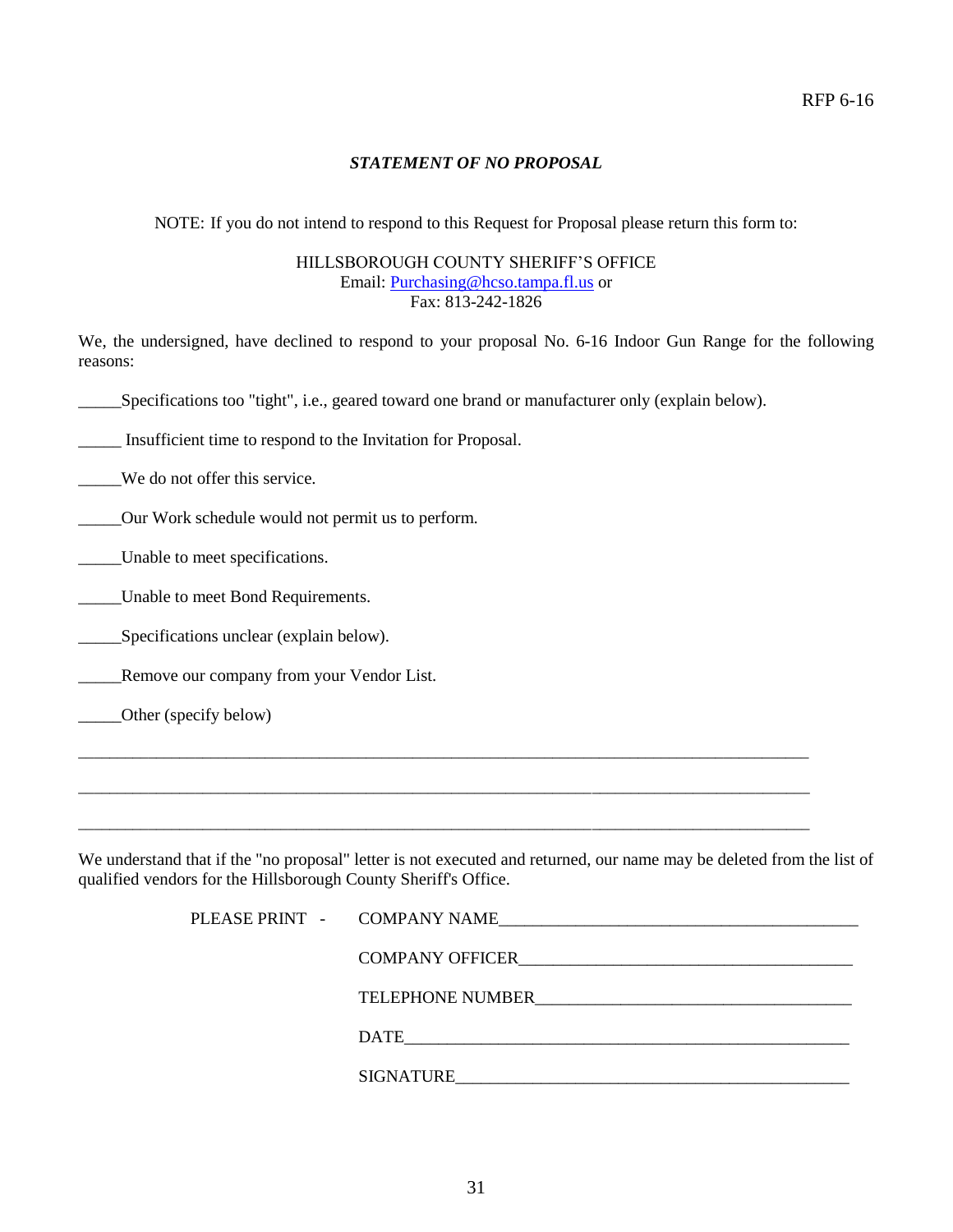RFP 6-16

## *STATEMENT OF NO PROPOSAL*

NOTE: If you do not intend to respond to this Request for Proposal please return this form to:

HILLSBOROUGH COUNTY SHERIFF'S OFFICE
Email: [Purchasing@hcso.tampa.fl.us](mailto:Purchasing@hcso.tampa.fl.us) or
Fax: 813-242-1826

We, the undersigned, have declined to respond to your proposal No. 6-16 Indoor Gun Range for the following reasons:

_____Specifications too "tight", i.e., geared toward one brand or manufacturer only (explain below).

_____ Insufficient time to respond to the Invitation for Proposal.

_____We do not offer this service.

_____Our Work schedule would not permit us to perform.

_____Unable to meet specifications.

_____Unable to meet Bond Requirements.

_____Specifications unclear (explain below).

_____Remove our company from your Vendor List.

_____Other (specify below)

__________________________________________________________________________________

__________________________________________________________________________________

__________________________________________________________________________________

We understand that if the "no proposal" letter is not executed and returned, our name may be deleted from the list of qualified vendors for the Hillsborough County Sheriff's Office.

PLEASE PRINT - COMPANY NAME________________________________________

COMPANY OFFICER____________________________________

TELEPHONE NUMBER__________________________________

DATE_________________________________________________

SIGNATURE___________________________________________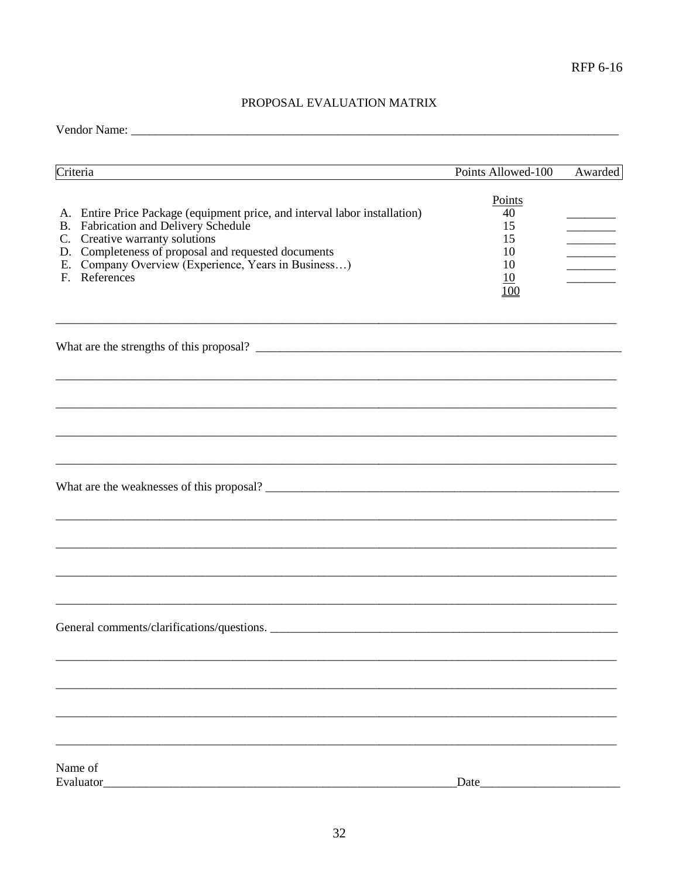RFP 6-16

# PROPOSAL EVALUATION MATRIX

Vendor Name: ___________________________________________________________________________

| Criteria | Points Allowed-100 | Awarded |
|---|---|---|
| | Points | |
| A. Entire Price Package (equipment price, and interval labor installation) | 40 | ________ |
| B. Fabrication and Delivery Schedule | 15 | ________ |
| C. Creative warranty solutions | 15 | ________ |
| D. Completeness of proposal and requested documents | 10 | ________ |
| E. Company Overview (Experience, Years in Business…) | 10 | ________ |
| F. References | 10 | ________ |
| | 100 | |

_____________________________________________________________________________________________

What are the strengths of this proposal? _______________________________________________________________

_____________________________________________________________________________________________

_____________________________________________________________________________________________

_____________________________________________________________________________________________

_____________________________________________________________________________________________

What are the weaknesses of this proposal? ______________________________________________________________

_____________________________________________________________________________________________

_____________________________________________________________________________________________

_____________________________________________________________________________________________

_____________________________________________________________________________________________

General comments/clarifications/questions. _____________________________________________________________

_____________________________________________________________________________________________

_____________________________________________________________________________________________

_____________________________________________________________________________________________

_____________________________________________________________________________________________

Name of
Evaluator______________________________________________________________Date________________________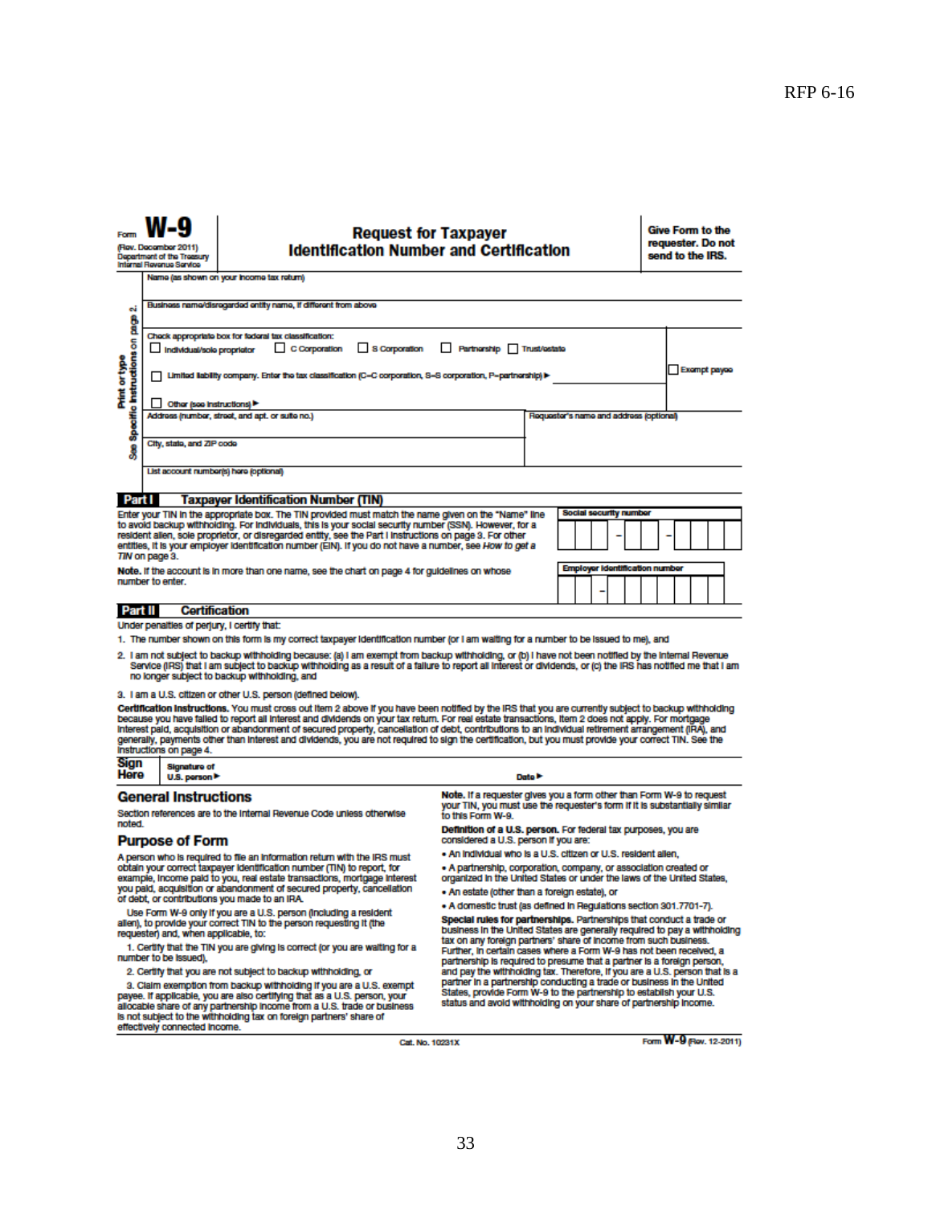RFP 6-16

Form **W-9**
(Rev. December 2011)
Department of the Treasury
Internal Revenue Service

# Request for Taxpayer Identification Number and Certification

**Give Form to the requester. Do not send to the IRS.**

Print or type
See Specific Instructions on page 2.

Name (as shown on your income tax return)

Business name/disregarded entity name, if different from above

Check appropriate box for federal tax classification:
☐ Individual/sole proprietor ☐ C Corporation ☐ S Corporation ☐ Partnership ☐ Trust/estate

☐ Limited liability company. Enter the tax classification (C=C corporation, S=S corporation, P=partnership) ▶

☐ Other (see instructions) ▶

☐ Exempt payee

Address (number, street, and apt. or suite no.)

Requester's name and address (optional)

City, state, and ZIP code

List account number(s) here (optional)

**Part I** **Taxpayer Identification Number (TIN)**

Enter your TIN in the appropriate box. The TIN provided must match the name given on the "Name" line to avoid backup withholding. For individuals, this is your social security number (SSN). However, for a resident alien, sole proprietor, or disregarded entity, see the Part I instructions on page 3. For other entities, it is your employer identification number (EIN). If you do not have a number, see *How to get a TIN* on page 3.

**Note.** If the account is in more than one name, see the chart on page 4 for guidelines on whose number to enter.

Social security number

| | | | - | | | - | | | | |
|---|---|---|---|---|---|---|---|---|---|---|

Employer identification number

| | | - | | | | | | | |
|---|---|---|---|---|---|---|---|---|---|

**Part II** **Certification**

Under penalties of perjury, I certify that:

1. The number shown on this form is my correct taxpayer identification number (or I am waiting for a number to be issued to me), and
2. I am not subject to backup withholding because: (a) I am exempt from backup withholding, or (b) I have not been notified by the Internal Revenue Service (IRS) that I am subject to backup withholding as a result of a failure to report all interest or dividends, or (c) the IRS has notified me that I am no longer subject to backup withholding, and
3. I am a U.S. citizen or other U.S. person (defined below).

**Certification instructions.** You must cross out item 2 above if you have been notified by the IRS that you are currently subject to backup withholding because you have failed to report all interest and dividends on your tax return. For real estate transactions, item 2 does not apply. For mortgage interest paid, acquisition or abandonment of secured property, cancellation of debt, contributions to an individual retirement arrangement (IRA), and generally, payments other than interest and dividends, you are not required to sign the certification, but you must provide your correct TIN. See the instructions on page 4.

**Sign Here** Signature of U.S. person ▶ Date ▶

## General Instructions

Section references are to the Internal Revenue Code unless otherwise noted.

## Purpose of Form

A person who is required to file an information return with the IRS must obtain your correct taxpayer identification number (TIN) to report, for example, income paid to you, real estate transactions, mortgage interest you paid, acquisition or abandonment of secured property, cancellation of debt, or contributions you made to an IRA.

Use Form W-9 only if you are a U.S. person (including a resident alien), to provide your correct TIN to the person requesting it (the requester) and, when applicable, to:

1. Certify that the TIN you are giving is correct (or you are waiting for a number to be issued),
2. Certify that you are not subject to backup withholding, or
3. Claim exemption from backup withholding if you are a U.S. exempt payee. If applicable, you are also certifying that as a U.S. person, your allocable share of any partnership income from a U.S. trade or business is not subject to the withholding tax on foreign partners' share of effectively connected income.

**Note.** If a requester gives you a form other than Form W-9 to request your TIN, you must use the requester's form if it is substantially similar to this Form W-9.

**Definition of a U.S. person.** For federal tax purposes, you are considered a U.S. person if you are:

- An individual who is a U.S. citizen or U.S. resident alien,
- A partnership, corporation, company, or association created or organized in the United States or under the laws of the United States,
- An estate (other than a foreign estate), or
- A domestic trust (as defined in Regulations section 301.7701-7).

**Special rules for partnerships.** Partnerships that conduct a trade or business in the United States are generally required to pay a withholding tax on any foreign partners' share of income from such business. Further, in certain cases where a Form W-9 has not been received, a partnership is required to presume that a partner is a foreign person, and pay the withholding tax. Therefore, if you are a U.S. person that is a partner in a partnership conducting a trade or business in the United States, provide Form W-9 to the partnership to establish your U.S. status and avoid withholding on your share of partnership income.

Cat. No. 10231X

Form **W-9** (Rev. 12-2011)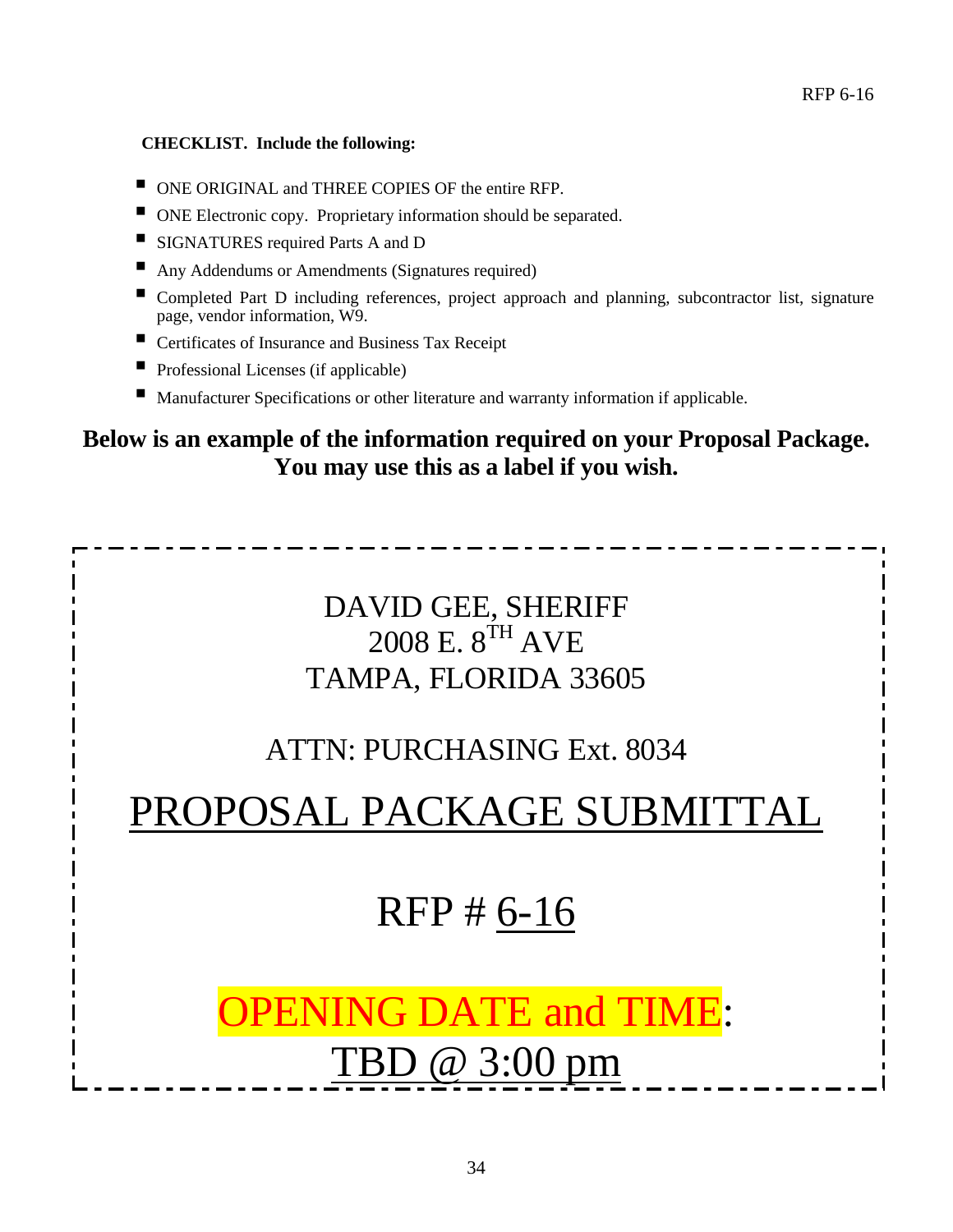**CHECKLIST. Include the following:**

- ONE ORIGINAL and THREE COPIES OF the entire RFP.
- ONE Electronic copy. Proprietary information should be separated.
- SIGNATURES required Parts A and D
- Any Addendums or Amendments (Signatures required)
- Completed Part D including references, project approach and planning, subcontractor list, signature page, vendor information, W9.
- Certificates of Insurance and Business Tax Receipt
- Professional Licenses (if applicable)
- Manufacturer Specifications or other literature and warranty information if applicable.

**Below is an example of the information required on your Proposal Package. You may use this as a label if you wish.**

DAVID GEE, SHERIFF
2008 E. 8$^{TH}$ AVE
TAMPA, FLORIDA 33605

ATTN: PURCHASING Ext. 8034

PROPOSAL PACKAGE SUBMITTAL

RFP # 6-16

OPENING DATE and TIME:
TBD @ 3:00 pm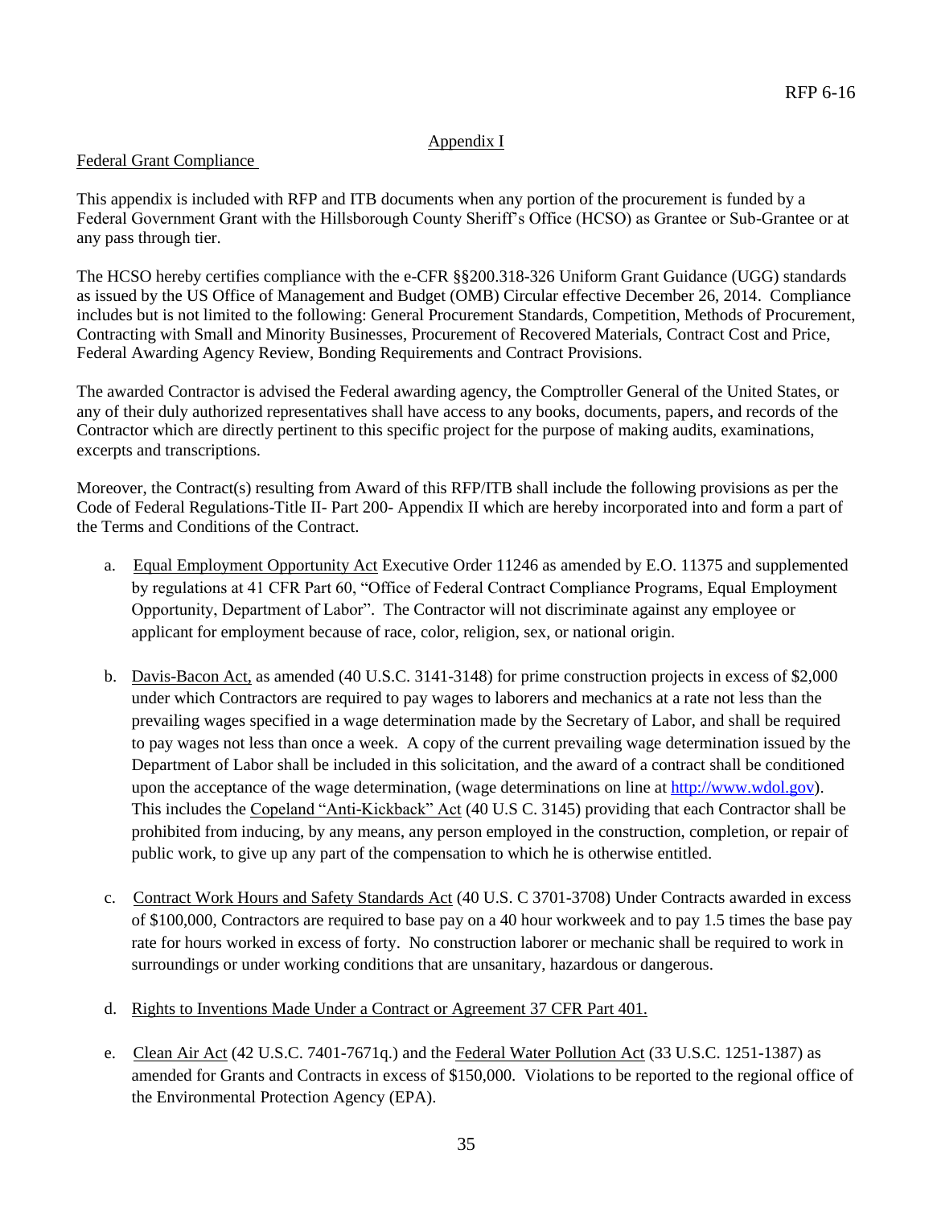## Appendix I

Federal Grant Compliance

This appendix is included with RFP and ITB documents when any portion of the procurement is funded by a Federal Government Grant with the Hillsborough County Sheriff's Office (HCSO) as Grantee or Sub-Grantee or at any pass through tier.

The HCSO hereby certifies compliance with the e-CFR §§200.318-326 Uniform Grant Guidance (UGG) standards as issued by the US Office of Management and Budget (OMB) Circular effective December 26, 2014. Compliance includes but is not limited to the following: General Procurement Standards, Competition, Methods of Procurement, Contracting with Small and Minority Businesses, Procurement of Recovered Materials, Contract Cost and Price, Federal Awarding Agency Review, Bonding Requirements and Contract Provisions.

The awarded Contractor is advised the Federal awarding agency, the Comptroller General of the United States, or any of their duly authorized representatives shall have access to any books, documents, papers, and records of the Contractor which are directly pertinent to this specific project for the purpose of making audits, examinations, excerpts and transcriptions.

Moreover, the Contract(s) resulting from Award of this RFP/ITB shall include the following provisions as per the Code of Federal Regulations-Title II- Part 200- Appendix II which are hereby incorporated into and form a part of the Terms and Conditions of the Contract.

a. Equal Employment Opportunity Act Executive Order 11246 as amended by E.O. 11375 and supplemented by regulations at 41 CFR Part 60, "Office of Federal Contract Compliance Programs, Equal Employment Opportunity, Department of Labor". The Contractor will not discriminate against any employee or applicant for employment because of race, color, religion, sex, or national origin.

b. Davis-Bacon Act, as amended (40 U.S.C. 3141-3148) for prime construction projects in excess of $2,000 under which Contractors are required to pay wages to laborers and mechanics at a rate not less than the prevailing wages specified in a wage determination made by the Secretary of Labor, and shall be required to pay wages not less than once a week. A copy of the current prevailing wage determination issued by the Department of Labor shall be included in this solicitation, and the award of a contract shall be conditioned upon the acceptance of the wage determination, (wage determinations on line at http://www.wdol.gov). This includes the Copeland "Anti-Kickback" Act (40 U.S C. 3145) providing that each Contractor shall be prohibited from inducing, by any means, any person employed in the construction, completion, or repair of public work, to give up any part of the compensation to which he is otherwise entitled.

c. Contract Work Hours and Safety Standards Act (40 U.S. C 3701-3708) Under Contracts awarded in excess of $100,000, Contractors are required to base pay on a 40 hour workweek and to pay 1.5 times the base pay rate for hours worked in excess of forty. No construction laborer or mechanic shall be required to work in surroundings or under working conditions that are unsanitary, hazardous or dangerous.

d. Rights to Inventions Made Under a Contract or Agreement 37 CFR Part 401.

e. Clean Air Act (42 U.S.C. 7401-7671q.) and the Federal Water Pollution Act (33 U.S.C. 1251-1387) as amended for Grants and Contracts in excess of $150,000. Violations to be reported to the regional office of the Environmental Protection Agency (EPA).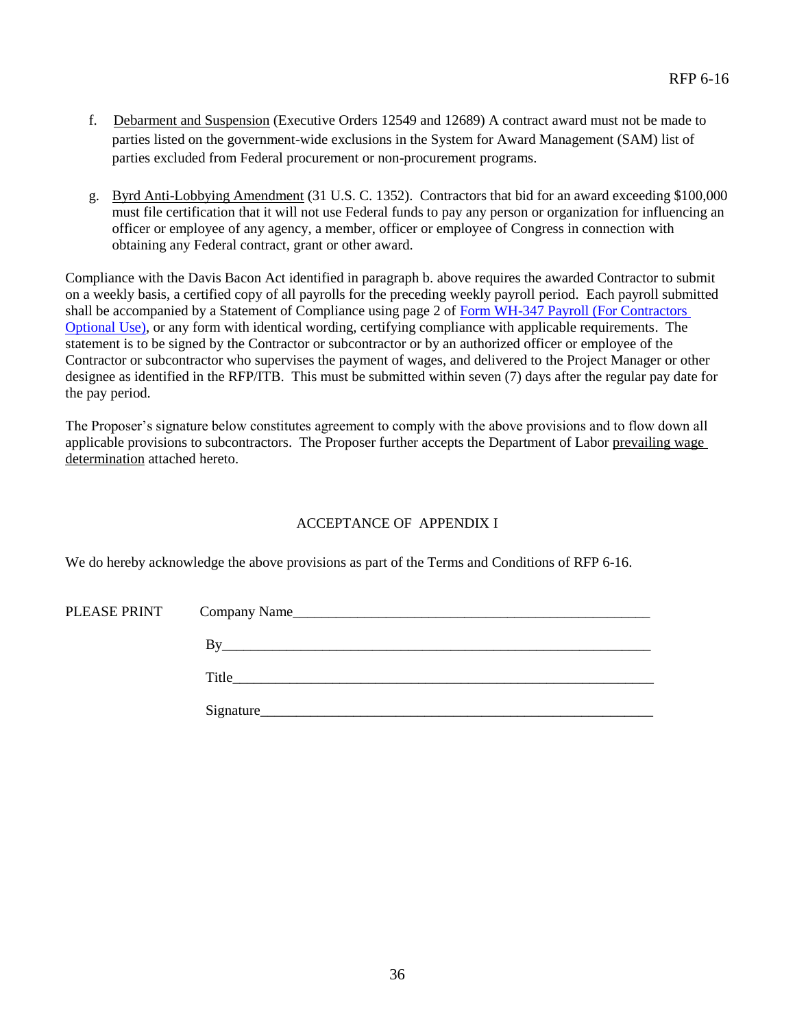f. Debarment and Suspension (Executive Orders 12549 and 12689) A contract award must not be made to parties listed on the government-wide exclusions in the System for Award Management (SAM) list of parties excluded from Federal procurement or non-procurement programs.

g. Byrd Anti-Lobbying Amendment (31 U.S. C. 1352). Contractors that bid for an award exceeding $100,000 must file certification that it will not use Federal funds to pay any person or organization for influencing an officer or employee of any agency, a member, officer or employee of Congress in connection with obtaining any Federal contract, grant or other award.

Compliance with the Davis Bacon Act identified in paragraph b. above requires the awarded Contractor to submit on a weekly basis, a certified copy of all payrolls for the preceding weekly payroll period. Each payroll submitted shall be accompanied by a Statement of Compliance using page 2 of Form WH-347 Payroll (For Contractors Optional Use), or any form with identical wording, certifying compliance with applicable requirements. The statement is to be signed by the Contractor or subcontractor or by an authorized officer or employee of the Contractor or subcontractor who supervises the payment of wages, and delivered to the Project Manager or other designee as identified in the RFP/ITB. This must be submitted within seven (7) days after the regular pay date for the pay period.

The Proposer's signature below constitutes agreement to comply with the above provisions and to flow down all applicable provisions to subcontractors. The Proposer further accepts the Department of Labor prevailing wage determination attached hereto.

## ACCEPTANCE OF APPENDIX I

We do hereby acknowledge the above provisions as part of the Terms and Conditions of RFP 6-16.

PLEASE PRINT Company Name___________________________________________________

By______________________________________________________________

Title_____________________________________________________________

Signature_______________________________________________________